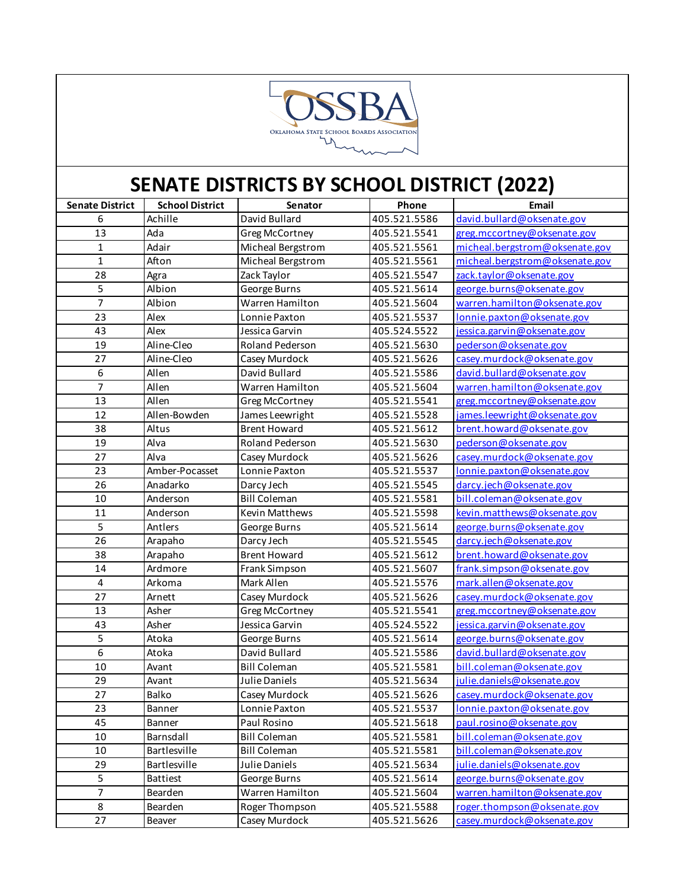OSSBA

Oklahoma State School Boards Association

# SENATE DISTRICTS BY SCHOOL DISTRICT (2022)

| Senate District | School District | Senator | Phone | Email |
|---|---|---|---|---|
| 6 | Achille | David Bullard | 405.521.5586 | david.bullard@oksenate.gov |
| 13 | Ada | Greg McCortney | 405.521.5541 | greg.mccortney@oksenate.gov |
| 1 | Adair | Micheal Bergstrom | 405.521.5561 | micheal.bergstrom@oksenate.gov |
| 1 | Afton | Micheal Bergstrom | 405.521.5561 | micheal.bergstrom@oksenate.gov |
| 28 | Agra | Zack Taylor | 405.521.5547 | zack.taylor@oksenate.gov |
| 5 | Albion | George Burns | 405.521.5614 | george.burns@oksenate.gov |
| 7 | Albion | Warren Hamilton | 405.521.5604 | warren.hamilton@oksenate.gov |
| 23 | Alex | Lonnie Paxton | 405.521.5537 | lonnie.paxton@oksenate.gov |
| 43 | Alex | Jessica Garvin | 405.524.5522 | jessica.garvin@oksenate.gov |
| 19 | Aline-Cleo | Roland Pederson | 405.521.5630 | pederson@oksenate.gov |
| 27 | Aline-Cleo | Casey Murdock | 405.521.5626 | casey.murdock@oksenate.gov |
| 6 | Allen | David Bullard | 405.521.5586 | david.bullard@oksenate.gov |
| 7 | Allen | Warren Hamilton | 405.521.5604 | warren.hamilton@oksenate.gov |
| 13 | Allen | Greg McCortney | 405.521.5541 | greg.mccortney@oksenate.gov |
| 12 | Allen-Bowden | James Leewright | 405.521.5528 | james.leewright@oksenate.gov |
| 38 | Altus | Brent Howard | 405.521.5612 | brent.howard@oksenate.gov |
| 19 | Alva | Roland Pederson | 405.521.5630 | pederson@oksenate.gov |
| 27 | Alva | Casey Murdock | 405.521.5626 | casey.murdock@oksenate.gov |
| 23 | Amber-Pocasset | Lonnie Paxton | 405.521.5537 | lonnie.paxton@oksenate.gov |
| 26 | Anadarko | Darcy Jech | 405.521.5545 | darcy.jech@oksenate.gov |
| 10 | Anderson | Bill Coleman | 405.521.5581 | bill.coleman@oksenate.gov |
| 11 | Anderson | Kevin Matthews | 405.521.5598 | kevin.matthews@oksenate.gov |
| 5 | Antlers | George Burns | 405.521.5614 | george.burns@oksenate.gov |
| 26 | Arapaho | Darcy Jech | 405.521.5545 | darcy.jech@oksenate.gov |
| 38 | Arapaho | Brent Howard | 405.521.5612 | brent.howard@oksenate.gov |
| 14 | Ardmore | Frank Simpson | 405.521.5607 | frank.simpson@oksenate.gov |
| 4 | Arkoma | Mark Allen | 405.521.5576 | mark.allen@oksenate.gov |
| 27 | Arnett | Casey Murdock | 405.521.5626 | casey.murdock@oksenate.gov |
| 13 | Asher | Greg McCortney | 405.521.5541 | greg.mccortney@oksenate.gov |
| 43 | Asher | Jessica Garvin | 405.524.5522 | jessica.garvin@oksenate.gov |
| 5 | Atoka | George Burns | 405.521.5614 | george.burns@oksenate.gov |
| 6 | Atoka | David Bullard | 405.521.5586 | david.bullard@oksenate.gov |
| 10 | Avant | Bill Coleman | 405.521.5581 | bill.coleman@oksenate.gov |
| 29 | Avant | Julie Daniels | 405.521.5634 | julie.daniels@oksenate.gov |
| 27 | Balko | Casey Murdock | 405.521.5626 | casey.murdock@oksenate.gov |
| 23 | Banner | Lonnie Paxton | 405.521.5537 | lonnie.paxton@oksenate.gov |
| 45 | Banner | Paul Rosino | 405.521.5618 | paul.rosino@oksenate.gov |
| 10 | Barnsdall | Bill Coleman | 405.521.5581 | bill.coleman@oksenate.gov |
| 10 | Bartlesville | Bill Coleman | 405.521.5581 | bill.coleman@oksenate.gov |
| 29 | Bartlesville | Julie Daniels | 405.521.5634 | julie.daniels@oksenate.gov |
| 5 | Battiest | George Burns | 405.521.5614 | george.burns@oksenate.gov |
| 7 | Bearden | Warren Hamilton | 405.521.5604 | warren.hamilton@oksenate.gov |
| 8 | Bearden | Roger Thompson | 405.521.5588 | roger.thompson@oksenate.gov |
| 27 | Beaver | Casey Murdock | 405.521.5626 | casey.murdock@oksenate.gov |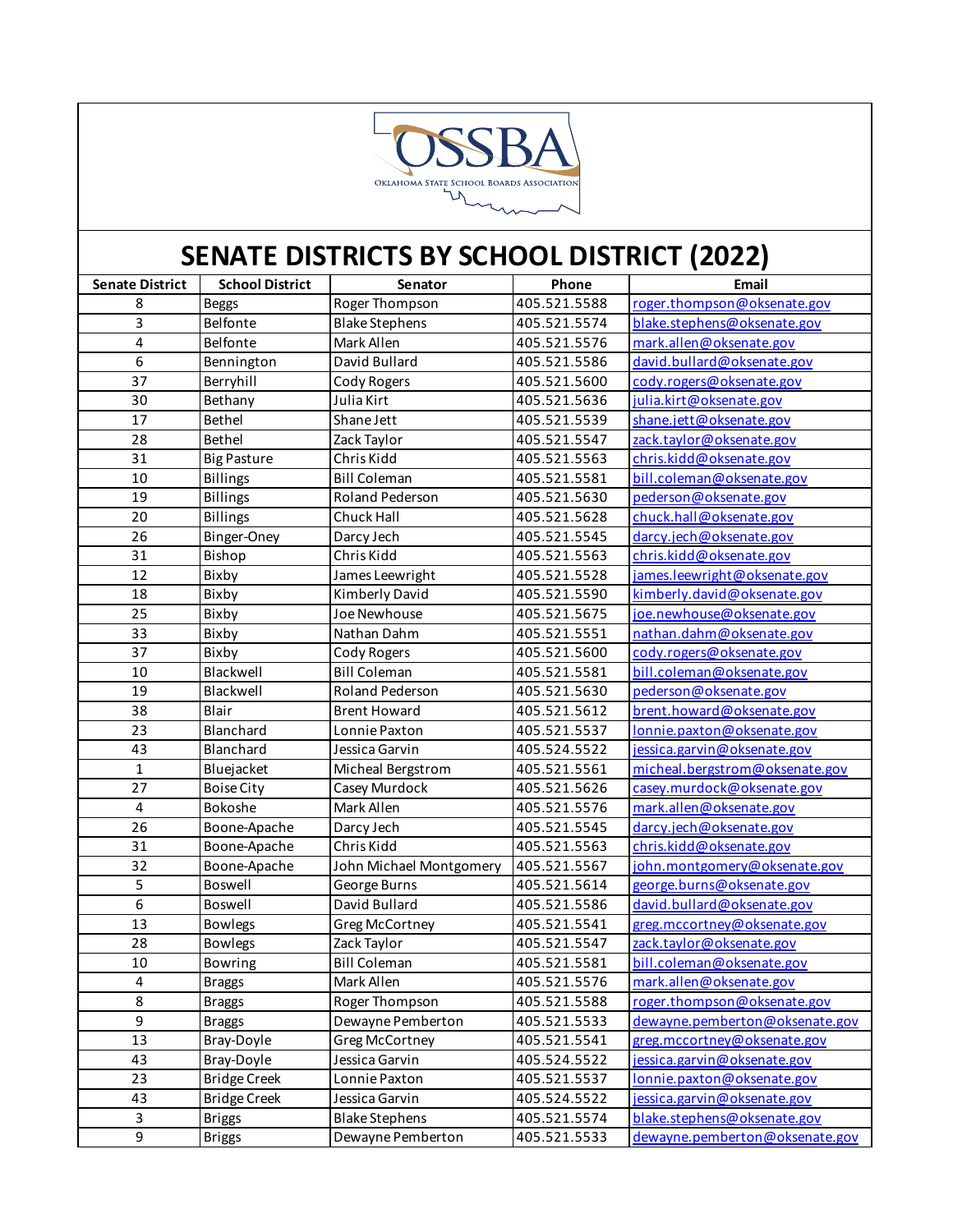OSSBA

OKLAHOMA STATE SCHOOL BOARDS ASSOCIATION

# SENATE DISTRICTS BY SCHOOL DISTRICT (2022)

| Senate District | School District | Senator | Phone | Email |
|---|---|---|---|---|
| 8 | Beggs | Roger Thompson | 405.521.5588 | roger.thompson@oksenate.gov |
| 3 | Belfonte | Blake Stephens | 405.521.5574 | blake.stephens@oksenate.gov |
| 4 | Belfonte | Mark Allen | 405.521.5576 | mark.allen@oksenate.gov |
| 6 | Bennington | David Bullard | 405.521.5586 | david.bullard@oksenate.gov |
| 37 | Berryhill | Cody Rogers | 405.521.5600 | cody.rogers@oksenate.gov |
| 30 | Bethany | Julia Kirt | 405.521.5636 | julia.kirt@oksenate.gov |
| 17 | Bethel | Shane Jett | 405.521.5539 | shane.jett@oksenate.gov |
| 28 | Bethel | Zack Taylor | 405.521.5547 | zack.taylor@oksenate.gov |
| 31 | Big Pasture | Chris Kidd | 405.521.5563 | chris.kidd@oksenate.gov |
| 10 | Billings | Bill Coleman | 405.521.5581 | bill.coleman@oksenate.gov |
| 19 | Billings | Roland Pederson | 405.521.5630 | pederson@oksenate.gov |
| 20 | Billings | Chuck Hall | 405.521.5628 | chuck.hall@oksenate.gov |
| 26 | Binger-Oney | Darcy Jech | 405.521.5545 | darcy.jech@oksenate.gov |
| 31 | Bishop | Chris Kidd | 405.521.5563 | chris.kidd@oksenate.gov |
| 12 | Bixby | James Leewright | 405.521.5528 | james.leewright@oksenate.gov |
| 18 | Bixby | Kimberly David | 405.521.5590 | kimberly.david@oksenate.gov |
| 25 | Bixby | Joe Newhouse | 405.521.5675 | joe.newhouse@oksenate.gov |
| 33 | Bixby | Nathan Dahm | 405.521.5551 | nathan.dahm@oksenate.gov |
| 37 | Bixby | Cody Rogers | 405.521.5600 | cody.rogers@oksenate.gov |
| 10 | Blackwell | Bill Coleman | 405.521.5581 | bill.coleman@oksenate.gov |
| 19 | Blackwell | Roland Pederson | 405.521.5630 | pederson@oksenate.gov |
| 38 | Blair | Brent Howard | 405.521.5612 | brent.howard@oksenate.gov |
| 23 | Blanchard | Lonnie Paxton | 405.521.5537 | lonnie.paxton@oksenate.gov |
| 43 | Blanchard | Jessica Garvin | 405.524.5522 | jessica.garvin@oksenate.gov |
| 1 | Bluejacket | Micheal Bergstrom | 405.521.5561 | micheal.bergstrom@oksenate.gov |
| 27 | Boise City | Casey Murdock | 405.521.5626 | casey.murdock@oksenate.gov |
| 4 | Bokoshe | Mark Allen | 405.521.5576 | mark.allen@oksenate.gov |
| 26 | Boone-Apache | Darcy Jech | 405.521.5545 | darcy.jech@oksenate.gov |
| 31 | Boone-Apache | Chris Kidd | 405.521.5563 | chris.kidd@oksenate.gov |
| 32 | Boone-Apache | John Michael Montgomery | 405.521.5567 | john.montgomery@oksenate.gov |
| 5 | Boswell | George Burns | 405.521.5614 | george.burns@oksenate.gov |
| 6 | Boswell | David Bullard | 405.521.5586 | david.bullard@oksenate.gov |
| 13 | Bowlegs | Greg McCortney | 405.521.5541 | greg.mccortney@oksenate.gov |
| 28 | Bowlegs | Zack Taylor | 405.521.5547 | zack.taylor@oksenate.gov |
| 10 | Bowring | Bill Coleman | 405.521.5581 | bill.coleman@oksenate.gov |
| 4 | Braggs | Mark Allen | 405.521.5576 | mark.allen@oksenate.gov |
| 8 | Braggs | Roger Thompson | 405.521.5588 | roger.thompson@oksenate.gov |
| 9 | Braggs | Dewayne Pemberton | 405.521.5533 | dewayne.pemberton@oksenate.gov |
| 13 | Bray-Doyle | Greg McCortney | 405.521.5541 | greg.mccortney@oksenate.gov |
| 43 | Bray-Doyle | Jessica Garvin | 405.524.5522 | jessica.garvin@oksenate.gov |
| 23 | Bridge Creek | Lonnie Paxton | 405.521.5537 | lonnie.paxton@oksenate.gov |
| 43 | Bridge Creek | Jessica Garvin | 405.524.5522 | jessica.garvin@oksenate.gov |
| 3 | Briggs | Blake Stephens | 405.521.5574 | blake.stephens@oksenate.gov |
| 9 | Briggs | Dewayne Pemberton | 405.521.5533 | dewayne.pemberton@oksenate.gov |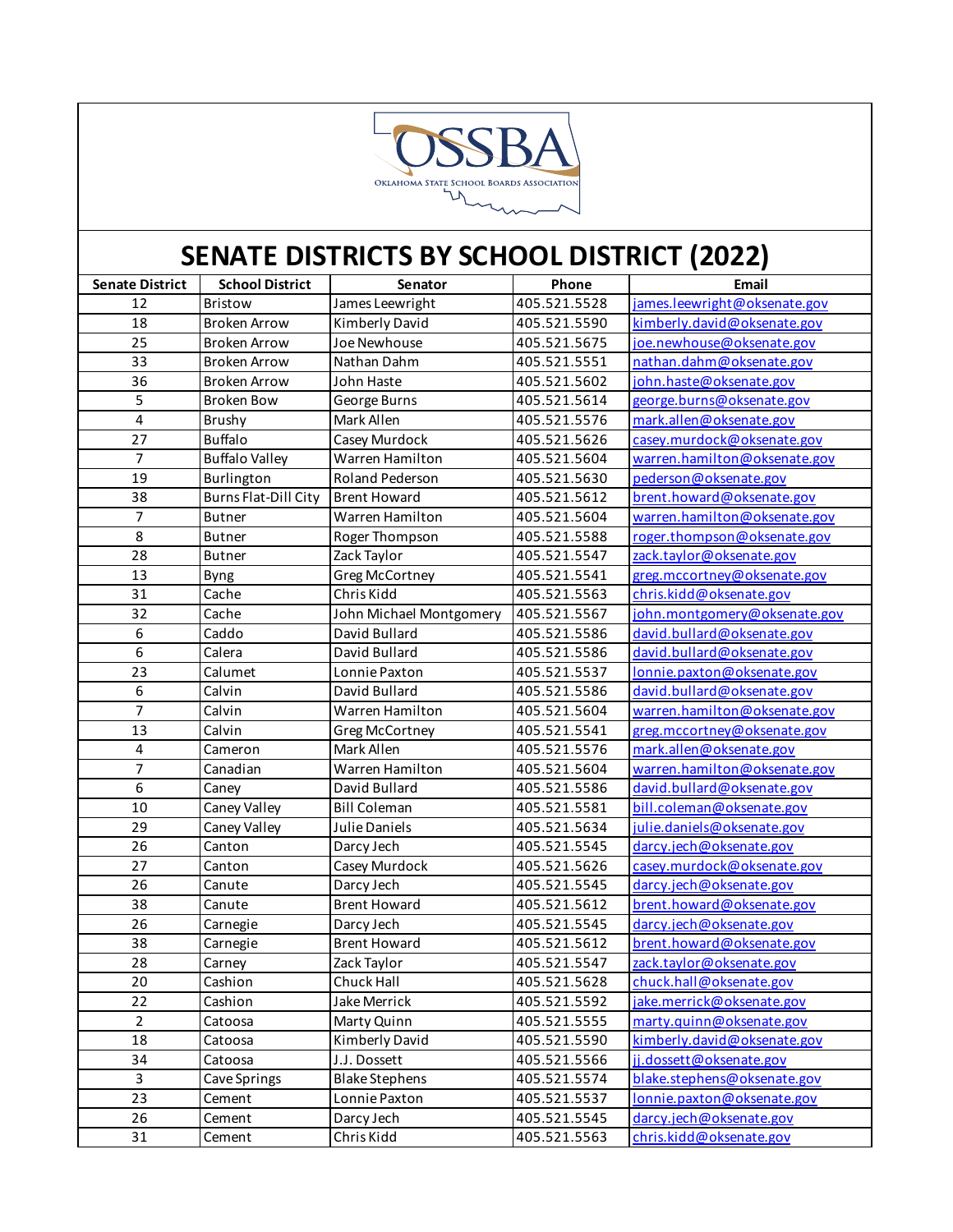# SENATE DISTRICTS BY SCHOOL DISTRICT (2022)

| Senate District | School District | Senator | Phone | Email |
|---|---|---|---|---|
| 12 | Bristow | James Leewright | 405.521.5528 | james.leewright@oksenate.gov |
| 18 | Broken Arrow | Kimberly David | 405.521.5590 | kimberly.david@oksenate.gov |
| 25 | Broken Arrow | Joe Newhouse | 405.521.5675 | joe.newhouse@oksenate.gov |
| 33 | Broken Arrow | Nathan Dahm | 405.521.5551 | nathan.dahm@oksenate.gov |
| 36 | Broken Arrow | John Haste | 405.521.5602 | john.haste@oksenate.gov |
| 5 | Broken Bow | George Burns | 405.521.5614 | george.burns@oksenate.gov |
| 4 | Brushy | Mark Allen | 405.521.5576 | mark.allen@oksenate.gov |
| 27 | Buffalo | Casey Murdock | 405.521.5626 | casey.murdock@oksenate.gov |
| 7 | Buffalo Valley | Warren Hamilton | 405.521.5604 | warren.hamilton@oksenate.gov |
| 19 | Burlington | Roland Pederson | 405.521.5630 | pederson@oksenate.gov |
| 38 | Burns Flat-Dill City | Brent Howard | 405.521.5612 | brent.howard@oksenate.gov |
| 7 | Butner | Warren Hamilton | 405.521.5604 | warren.hamilton@oksenate.gov |
| 8 | Butner | Roger Thompson | 405.521.5588 | roger.thompson@oksenate.gov |
| 28 | Butner | Zack Taylor | 405.521.5547 | zack.taylor@oksenate.gov |
| 13 | Byng | Greg McCortney | 405.521.5541 | greg.mccortney@oksenate.gov |
| 31 | Cache | Chris Kidd | 405.521.5563 | chris.kidd@oksenate.gov |
| 32 | Cache | John Michael Montgomery | 405.521.5567 | john.montgomery@oksenate.gov |
| 6 | Caddo | David Bullard | 405.521.5586 | david.bullard@oksenate.gov |
| 6 | Calera | David Bullard | 405.521.5586 | david.bullard@oksenate.gov |
| 23 | Calumet | Lonnie Paxton | 405.521.5537 | lonnie.paxton@oksenate.gov |
| 6 | Calvin | David Bullard | 405.521.5586 | david.bullard@oksenate.gov |
| 7 | Calvin | Warren Hamilton | 405.521.5604 | warren.hamilton@oksenate.gov |
| 13 | Calvin | Greg McCortney | 405.521.5541 | greg.mccortney@oksenate.gov |
| 4 | Cameron | Mark Allen | 405.521.5576 | mark.allen@oksenate.gov |
| 7 | Canadian | Warren Hamilton | 405.521.5604 | warren.hamilton@oksenate.gov |
| 6 | Caney | David Bullard | 405.521.5586 | david.bullard@oksenate.gov |
| 10 | Caney Valley | Bill Coleman | 405.521.5581 | bill.coleman@oksenate.gov |
| 29 | Caney Valley | Julie Daniels | 405.521.5634 | julie.daniels@oksenate.gov |
| 26 | Canton | Darcy Jech | 405.521.5545 | darcy.jech@oksenate.gov |
| 27 | Canton | Casey Murdock | 405.521.5626 | casey.murdock@oksenate.gov |
| 26 | Canute | Darcy Jech | 405.521.5545 | darcy.jech@oksenate.gov |
| 38 | Canute | Brent Howard | 405.521.5612 | brent.howard@oksenate.gov |
| 26 | Carnegie | Darcy Jech | 405.521.5545 | darcy.jech@oksenate.gov |
| 38 | Carnegie | Brent Howard | 405.521.5612 | brent.howard@oksenate.gov |
| 28 | Carney | Zack Taylor | 405.521.5547 | zack.taylor@oksenate.gov |
| 20 | Cashion | Chuck Hall | 405.521.5628 | chuck.hall@oksenate.gov |
| 22 | Cashion | Jake Merrick | 405.521.5592 | jake.merrick@oksenate.gov |
| 2 | Catoosa | Marty Quinn | 405.521.5555 | marty.quinn@oksenate.gov |
| 18 | Catoosa | Kimberly David | 405.521.5590 | kimberly.david@oksenate.gov |
| 34 | Catoosa | J.J. Dossett | 405.521.5566 | jj.dossett@oksenate.gov |
| 3 | Cave Springs | Blake Stephens | 405.521.5574 | blake.stephens@oksenate.gov |
| 23 | Cement | Lonnie Paxton | 405.521.5537 | lonnie.paxton@oksenate.gov |
| 26 | Cement | Darcy Jech | 405.521.5545 | darcy.jech@oksenate.gov |
| 31 | Cement | Chris Kidd | 405.521.5563 | chris.kidd@oksenate.gov |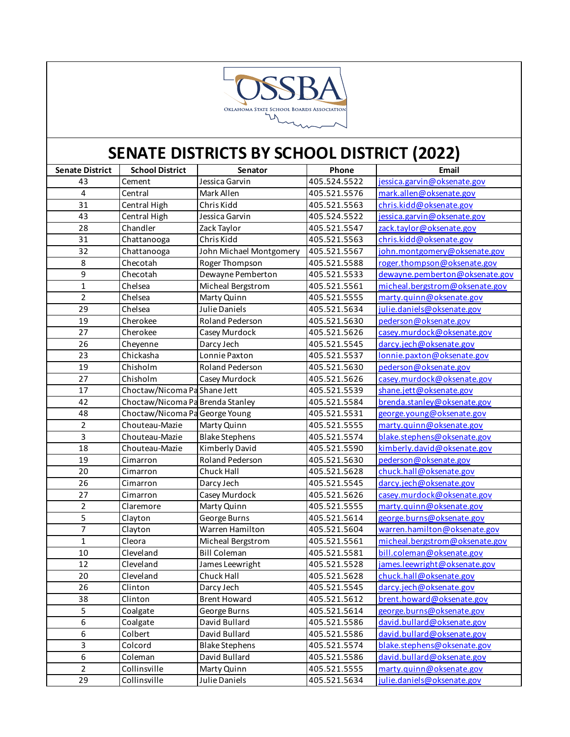# SENATE DISTRICTS BY SCHOOL DISTRICT (2022)

| Senate District | School District | Senator | Phone | Email |
|---|---|---|---|---|
| 43 | Cement | Jessica Garvin | 405.524.5522 | jessica.garvin@oksenate.gov |
| 4 | Central | Mark Allen | 405.521.5576 | mark.allen@oksenate.gov |
| 31 | Central High | Chris Kidd | 405.521.5563 | chris.kidd@oksenate.gov |
| 43 | Central High | Jessica Garvin | 405.524.5522 | jessica.garvin@oksenate.gov |
| 28 | Chandler | Zack Taylor | 405.521.5547 | zack.taylor@oksenate.gov |
| 31 | Chattanooga | Chris Kidd | 405.521.5563 | chris.kidd@oksenate.gov |
| 32 | Chattanooga | John Michael Montgomery | 405.521.5567 | john.montgomery@oksenate.gov |
| 8 | Checotah | Roger Thompson | 405.521.5588 | roger.thompson@oksenate.gov |
| 9 | Checotah | Dewayne Pemberton | 405.521.5533 | dewayne.pemberton@oksenate.gov |
| 1 | Chelsea | Micheal Bergstrom | 405.521.5561 | micheal.bergstrom@oksenate.gov |
| 2 | Chelsea | Marty Quinn | 405.521.5555 | marty.quinn@oksenate.gov |
| 29 | Chelsea | Julie Daniels | 405.521.5634 | julie.daniels@oksenate.gov |
| 19 | Cherokee | Roland Pederson | 405.521.5630 | pederson@oksenate.gov |
| 27 | Cherokee | Casey Murdock | 405.521.5626 | casey.murdock@oksenate.gov |
| 26 | Cheyenne | Darcy Jech | 405.521.5545 | darcy.jech@oksenate.gov |
| 23 | Chickasha | Lonnie Paxton | 405.521.5537 | lonnie.paxton@oksenate.gov |
| 19 | Chisholm | Roland Pederson | 405.521.5630 | pederson@oksenate.gov |
| 27 | Chisholm | Casey Murdock | 405.521.5626 | casey.murdock@oksenate.gov |
| 17 | Choctaw/Nicoma Pa | Shane Jett | 405.521.5539 | shane.jett@oksenate.gov |
| 42 | Choctaw/Nicoma Pa | Brenda Stanley | 405.521.5584 | brenda.stanley@oksenate.gov |
| 48 | Choctaw/Nicoma Pa | George Young | 405.521.5531 | george.young@oksenate.gov |
| 2 | Chouteau-Mazie | Marty Quinn | 405.521.5555 | marty.quinn@oksenate.gov |
| 3 | Chouteau-Mazie | Blake Stephens | 405.521.5574 | blake.stephens@oksenate.gov |
| 18 | Chouteau-Mazie | Kimberly David | 405.521.5590 | kimberly.david@oksenate.gov |
| 19 | Cimarron | Roland Pederson | 405.521.5630 | pederson@oksenate.gov |
| 20 | Cimarron | Chuck Hall | 405.521.5628 | chuck.hall@oksenate.gov |
| 26 | Cimarron | Darcy Jech | 405.521.5545 | darcy.jech@oksenate.gov |
| 27 | Cimarron | Casey Murdock | 405.521.5626 | casey.murdock@oksenate.gov |
| 2 | Claremore | Marty Quinn | 405.521.5555 | marty.quinn@oksenate.gov |
| 5 | Clayton | George Burns | 405.521.5614 | george.burns@oksenate.gov |
| 7 | Clayton | Warren Hamilton | 405.521.5604 | warren.hamilton@oksenate.gov |
| 1 | Cleora | Micheal Bergstrom | 405.521.5561 | micheal.bergstrom@oksenate.gov |
| 10 | Cleveland | Bill Coleman | 405.521.5581 | bill.coleman@oksenate.gov |
| 12 | Cleveland | James Leewright | 405.521.5528 | james.leewright@oksenate.gov |
| 20 | Cleveland | Chuck Hall | 405.521.5628 | chuck.hall@oksenate.gov |
| 26 | Clinton | Darcy Jech | 405.521.5545 | darcy.jech@oksenate.gov |
| 38 | Clinton | Brent Howard | 405.521.5612 | brent.howard@oksenate.gov |
| 5 | Coalgate | George Burns | 405.521.5614 | george.burns@oksenate.gov |
| 6 | Coalgate | David Bullard | 405.521.5586 | david.bullard@oksenate.gov |
| 6 | Colbert | David Bullard | 405.521.5586 | david.bullard@oksenate.gov |
| 3 | Colcord | Blake Stephens | 405.521.5574 | blake.stephens@oksenate.gov |
| 6 | Coleman | David Bullard | 405.521.5586 | david.bullard@oksenate.gov |
| 2 | Collinsville | Marty Quinn | 405.521.5555 | marty.quinn@oksenate.gov |
| 29 | Collinsville | Julie Daniels | 405.521.5634 | julie.daniels@oksenate.gov |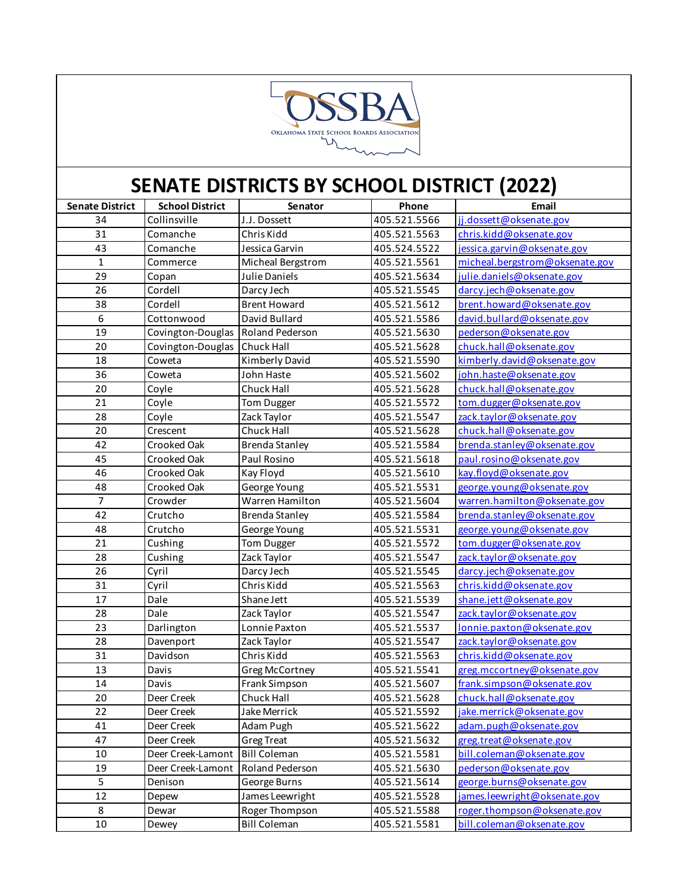# SENATE DISTRICTS BY SCHOOL DISTRICT (2022)

| Senate District | School District | Senator | Phone | Email |
|---|---|---|---|---|
| 34 | Collinsville | J.J. Dossett | 405.521.5566 | jj.dossett@oksenate.gov |
| 31 | Comanche | Chris Kidd | 405.521.5563 | chris.kidd@oksenate.gov |
| 43 | Comanche | Jessica Garvin | 405.524.5522 | jessica.garvin@oksenate.gov |
| 1 | Commerce | Micheal Bergstrom | 405.521.5561 | micheal.bergstrom@oksenate.gov |
| 29 | Copan | Julie Daniels | 405.521.5634 | julie.daniels@oksenate.gov |
| 26 | Cordell | Darcy Jech | 405.521.5545 | darcy.jech@oksenate.gov |
| 38 | Cordell | Brent Howard | 405.521.5612 | brent.howard@oksenate.gov |
| 6 | Cottonwood | David Bullard | 405.521.5586 | david.bullard@oksenate.gov |
| 19 | Covington-Douglas | Roland Pederson | 405.521.5630 | pederson@oksenate.gov |
| 20 | Covington-Douglas | Chuck Hall | 405.521.5628 | chuck.hall@oksenate.gov |
| 18 | Coweta | Kimberly David | 405.521.5590 | kimberly.david@oksenate.gov |
| 36 | Coweta | John Haste | 405.521.5602 | john.haste@oksenate.gov |
| 20 | Coyle | Chuck Hall | 405.521.5628 | chuck.hall@oksenate.gov |
| 21 | Coyle | Tom Dugger | 405.521.5572 | tom.dugger@oksenate.gov |
| 28 | Coyle | Zack Taylor | 405.521.5547 | zack.taylor@oksenate.gov |
| 20 | Crescent | Chuck Hall | 405.521.5628 | chuck.hall@oksenate.gov |
| 42 | Crooked Oak | Brenda Stanley | 405.521.5584 | brenda.stanley@oksenate.gov |
| 45 | Crooked Oak | Paul Rosino | 405.521.5618 | paul.rosino@oksenate.gov |
| 46 | Crooked Oak | Kay Floyd | 405.521.5610 | kay.floyd@oksenate.gov |
| 48 | Crooked Oak | George Young | 405.521.5531 | george.young@oksenate.gov |
| 7 | Crowder | Warren Hamilton | 405.521.5604 | warren.hamilton@oksenate.gov |
| 42 | Crutcho | Brenda Stanley | 405.521.5584 | brenda.stanley@oksenate.gov |
| 48 | Crutcho | George Young | 405.521.5531 | george.young@oksenate.gov |
| 21 | Cushing | Tom Dugger | 405.521.5572 | tom.dugger@oksenate.gov |
| 28 | Cushing | Zack Taylor | 405.521.5547 | zack.taylor@oksenate.gov |
| 26 | Cyril | Darcy Jech | 405.521.5545 | darcy.jech@oksenate.gov |
| 31 | Cyril | Chris Kidd | 405.521.5563 | chris.kidd@oksenate.gov |
| 17 | Dale | Shane Jett | 405.521.5539 | shane.jett@oksenate.gov |
| 28 | Dale | Zack Taylor | 405.521.5547 | zack.taylor@oksenate.gov |
| 23 | Darlington | Lonnie Paxton | 405.521.5537 | lonnie.paxton@oksenate.gov |
| 28 | Davenport | Zack Taylor | 405.521.5547 | zack.taylor@oksenate.gov |
| 31 | Davidson | Chris Kidd | 405.521.5563 | chris.kidd@oksenate.gov |
| 13 | Davis | Greg McCortney | 405.521.5541 | greg.mccortney@oksenate.gov |
| 14 | Davis | Frank Simpson | 405.521.5607 | frank.simpson@oksenate.gov |
| 20 | Deer Creek | Chuck Hall | 405.521.5628 | chuck.hall@oksenate.gov |
| 22 | Deer Creek | Jake Merrick | 405.521.5592 | jake.merrick@oksenate.gov |
| 41 | Deer Creek | Adam Pugh | 405.521.5622 | adam.pugh@oksenate.gov |
| 47 | Deer Creek | Greg Treat | 405.521.5632 | greg.treat@oksenate.gov |
| 10 | Deer Creek-Lamont | Bill Coleman | 405.521.5581 | bill.coleman@oksenate.gov |
| 19 | Deer Creek-Lamont | Roland Pederson | 405.521.5630 | pederson@oksenate.gov |
| 5 | Denison | George Burns | 405.521.5614 | george.burns@oksenate.gov |
| 12 | Depew | James Leewright | 405.521.5528 | james.leewright@oksenate.gov |
| 8 | Dewar | Roger Thompson | 405.521.5588 | roger.thompson@oksenate.gov |
| 10 | Dewey | Bill Coleman | 405.521.5581 | bill.coleman@oksenate.gov |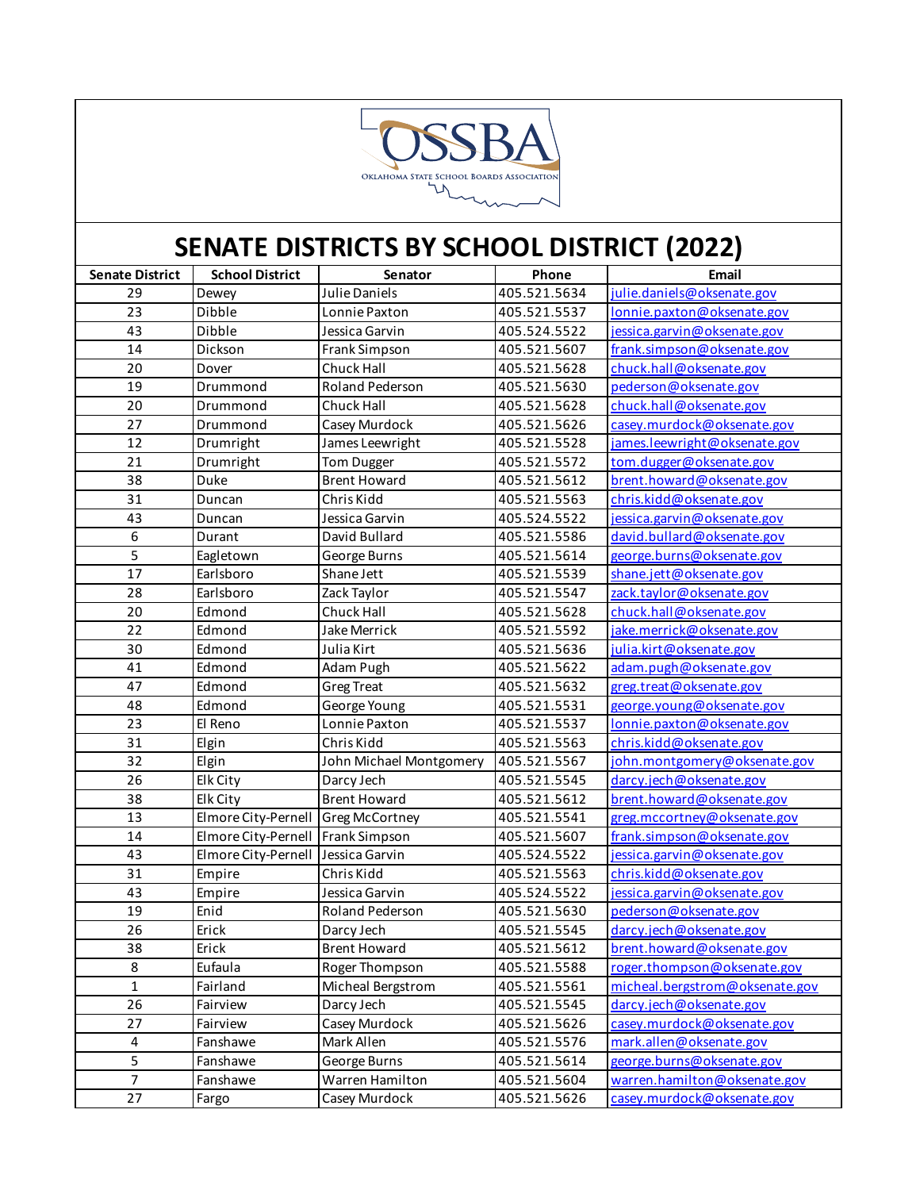# SENATE DISTRICTS BY SCHOOL DISTRICT (2022)

| Senate District | School District | Senator | Phone | Email |
|---|---|---|---|---|
| 29 | Dewey | Julie Daniels | 405.521.5634 | julie.daniels@oksenate.gov |
| 23 | Dibble | Lonnie Paxton | 405.521.5537 | lonnie.paxton@oksenate.gov |
| 43 | Dibble | Jessica Garvin | 405.524.5522 | jessica.garvin@oksenate.gov |
| 14 | Dickson | Frank Simpson | 405.521.5607 | frank.simpson@oksenate.gov |
| 20 | Dover | Chuck Hall | 405.521.5628 | chuck.hall@oksenate.gov |
| 19 | Drummond | Roland Pederson | 405.521.5630 | pederson@oksenate.gov |
| 20 | Drummond | Chuck Hall | 405.521.5628 | chuck.hall@oksenate.gov |
| 27 | Drummond | Casey Murdock | 405.521.5626 | casey.murdock@oksenate.gov |
| 12 | Drumright | James Leewright | 405.521.5528 | james.leewright@oksenate.gov |
| 21 | Drumright | Tom Dugger | 405.521.5572 | tom.dugger@oksenate.gov |
| 38 | Duke | Brent Howard | 405.521.5612 | brent.howard@oksenate.gov |
| 31 | Duncan | Chris Kidd | 405.521.5563 | chris.kidd@oksenate.gov |
| 43 | Duncan | Jessica Garvin | 405.524.5522 | jessica.garvin@oksenate.gov |
| 6 | Durant | David Bullard | 405.521.5586 | david.bullard@oksenate.gov |
| 5 | Eagletown | George Burns | 405.521.5614 | george.burns@oksenate.gov |
| 17 | Earlsboro | Shane Jett | 405.521.5539 | shane.jett@oksenate.gov |
| 28 | Earlsboro | Zack Taylor | 405.521.5547 | zack.taylor@oksenate.gov |
| 20 | Edmond | Chuck Hall | 405.521.5628 | chuck.hall@oksenate.gov |
| 22 | Edmond | Jake Merrick | 405.521.5592 | jake.merrick@oksenate.gov |
| 30 | Edmond | Julia Kirt | 405.521.5636 | julia.kirt@oksenate.gov |
| 41 | Edmond | Adam Pugh | 405.521.5622 | adam.pugh@oksenate.gov |
| 47 | Edmond | Greg Treat | 405.521.5632 | greg.treat@oksenate.gov |
| 48 | Edmond | George Young | 405.521.5531 | george.young@oksenate.gov |
| 23 | El Reno | Lonnie Paxton | 405.521.5537 | lonnie.paxton@oksenate.gov |
| 31 | Elgin | Chris Kidd | 405.521.5563 | chris.kidd@oksenate.gov |
| 32 | Elgin | John Michael Montgomery | 405.521.5567 | john.montgomery@oksenate.gov |
| 26 | Elk City | Darcy Jech | 405.521.5545 | darcy.jech@oksenate.gov |
| 38 | Elk City | Brent Howard | 405.521.5612 | brent.howard@oksenate.gov |
| 13 | Elmore City-Pernell | Greg McCortney | 405.521.5541 | greg.mccortney@oksenate.gov |
| 14 | Elmore City-Pernell | Frank Simpson | 405.521.5607 | frank.simpson@oksenate.gov |
| 43 | Elmore City-Pernell | Jessica Garvin | 405.524.5522 | jessica.garvin@oksenate.gov |
| 31 | Empire | Chris Kidd | 405.521.5563 | chris.kidd@oksenate.gov |
| 43 | Empire | Jessica Garvin | 405.524.5522 | jessica.garvin@oksenate.gov |
| 19 | Enid | Roland Pederson | 405.521.5630 | pederson@oksenate.gov |
| 26 | Erick | Darcy Jech | 405.521.5545 | darcy.jech@oksenate.gov |
| 38 | Erick | Brent Howard | 405.521.5612 | brent.howard@oksenate.gov |
| 8 | Eufaula | Roger Thompson | 405.521.5588 | roger.thompson@oksenate.gov |
| 1 | Fairland | Micheal Bergstrom | 405.521.5561 | micheal.bergstrom@oksenate.gov |
| 26 | Fairview | Darcy Jech | 405.521.5545 | darcy.jech@oksenate.gov |
| 27 | Fairview | Casey Murdock | 405.521.5626 | casey.murdock@oksenate.gov |
| 4 | Fanshawe | Mark Allen | 405.521.5576 | mark.allen@oksenate.gov |
| 5 | Fanshawe | George Burns | 405.521.5614 | george.burns@oksenate.gov |
| 7 | Fanshawe | Warren Hamilton | 405.521.5604 | warren.hamilton@oksenate.gov |
| 27 | Fargo | Casey Murdock | 405.521.5626 | casey.murdock@oksenate.gov |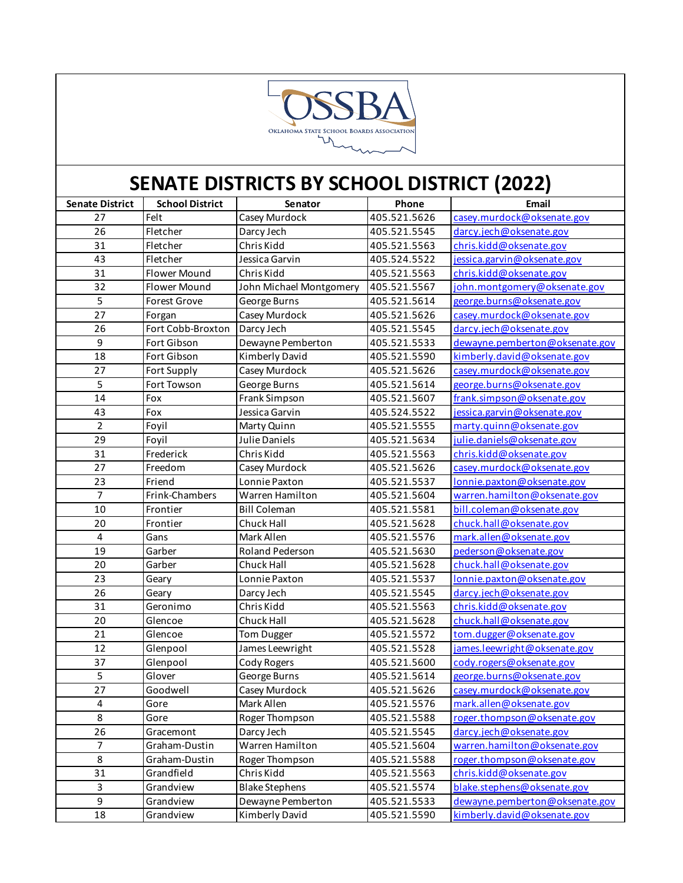# SENATE DISTRICTS BY SCHOOL DISTRICT (2022)

| Senate District | School District | Senator | Phone | Email |
|---|---|---|---|---|
| 27 | Felt | Casey Murdock | 405.521.5626 | casey.murdock@oksenate.gov |
| 26 | Fletcher | Darcy Jech | 405.521.5545 | darcy.jech@oksenate.gov |
| 31 | Fletcher | Chris Kidd | 405.521.5563 | chris.kidd@oksenate.gov |
| 43 | Fletcher | Jessica Garvin | 405.524.5522 | jessica.garvin@oksenate.gov |
| 31 | Flower Mound | Chris Kidd | 405.521.5563 | chris.kidd@oksenate.gov |
| 32 | Flower Mound | John Michael Montgomery | 405.521.5567 | john.montgomery@oksenate.gov |
| 5 | Forest Grove | George Burns | 405.521.5614 | george.burns@oksenate.gov |
| 27 | Forgan | Casey Murdock | 405.521.5626 | casey.murdock@oksenate.gov |
| 26 | Fort Cobb-Broxton | Darcy Jech | 405.521.5545 | darcy.jech@oksenate.gov |
| 9 | Fort Gibson | Dewayne Pemberton | 405.521.5533 | dewayne.pemberton@oksenate.gov |
| 18 | Fort Gibson | Kimberly David | 405.521.5590 | kimberly.david@oksenate.gov |
| 27 | Fort Supply | Casey Murdock | 405.521.5626 | casey.murdock@oksenate.gov |
| 5 | Fort Towson | George Burns | 405.521.5614 | george.burns@oksenate.gov |
| 14 | Fox | Frank Simpson | 405.521.5607 | frank.simpson@oksenate.gov |
| 43 | Fox | Jessica Garvin | 405.524.5522 | jessica.garvin@oksenate.gov |
| 2 | Foyil | Marty Quinn | 405.521.5555 | marty.quinn@oksenate.gov |
| 29 | Foyil | Julie Daniels | 405.521.5634 | julie.daniels@oksenate.gov |
| 31 | Frederick | Chris Kidd | 405.521.5563 | chris.kidd@oksenate.gov |
| 27 | Freedom | Casey Murdock | 405.521.5626 | casey.murdock@oksenate.gov |
| 23 | Friend | Lonnie Paxton | 405.521.5537 | lonnie.paxton@oksenate.gov |
| 7 | Frink-Chambers | Warren Hamilton | 405.521.5604 | warren.hamilton@oksenate.gov |
| 10 | Frontier | Bill Coleman | 405.521.5581 | bill.coleman@oksenate.gov |
| 20 | Frontier | Chuck Hall | 405.521.5628 | chuck.hall@oksenate.gov |
| 4 | Gans | Mark Allen | 405.521.5576 | mark.allen@oksenate.gov |
| 19 | Garber | Roland Pederson | 405.521.5630 | pederson@oksenate.gov |
| 20 | Garber | Chuck Hall | 405.521.5628 | chuck.hall@oksenate.gov |
| 23 | Geary | Lonnie Paxton | 405.521.5537 | lonnie.paxton@oksenate.gov |
| 26 | Geary | Darcy Jech | 405.521.5545 | darcy.jech@oksenate.gov |
| 31 | Geronimo | Chris Kidd | 405.521.5563 | chris.kidd@oksenate.gov |
| 20 | Glencoe | Chuck Hall | 405.521.5628 | chuck.hall@oksenate.gov |
| 21 | Glencoe | Tom Dugger | 405.521.5572 | tom.dugger@oksenate.gov |
| 12 | Glenpool | James Leewright | 405.521.5528 | james.leewright@oksenate.gov |
| 37 | Glenpool | Cody Rogers | 405.521.5600 | cody.rogers@oksenate.gov |
| 5 | Glover | George Burns | 405.521.5614 | george.burns@oksenate.gov |
| 27 | Goodwell | Casey Murdock | 405.521.5626 | casey.murdock@oksenate.gov |
| 4 | Gore | Mark Allen | 405.521.5576 | mark.allen@oksenate.gov |
| 8 | Gore | Roger Thompson | 405.521.5588 | roger.thompson@oksenate.gov |
| 26 | Gracemont | Darcy Jech | 405.521.5545 | darcy.jech@oksenate.gov |
| 7 | Graham-Dustin | Warren Hamilton | 405.521.5604 | warren.hamilton@oksenate.gov |
| 8 | Graham-Dustin | Roger Thompson | 405.521.5588 | roger.thompson@oksenate.gov |
| 31 | Grandfield | Chris Kidd | 405.521.5563 | chris.kidd@oksenate.gov |
| 3 | Grandview | Blake Stephens | 405.521.5574 | blake.stephens@oksenate.gov |
| 9 | Grandview | Dewayne Pemberton | 405.521.5533 | dewayne.pemberton@oksenate.gov |
| 18 | Grandview | Kimberly David | 405.521.5590 | kimberly.david@oksenate.gov |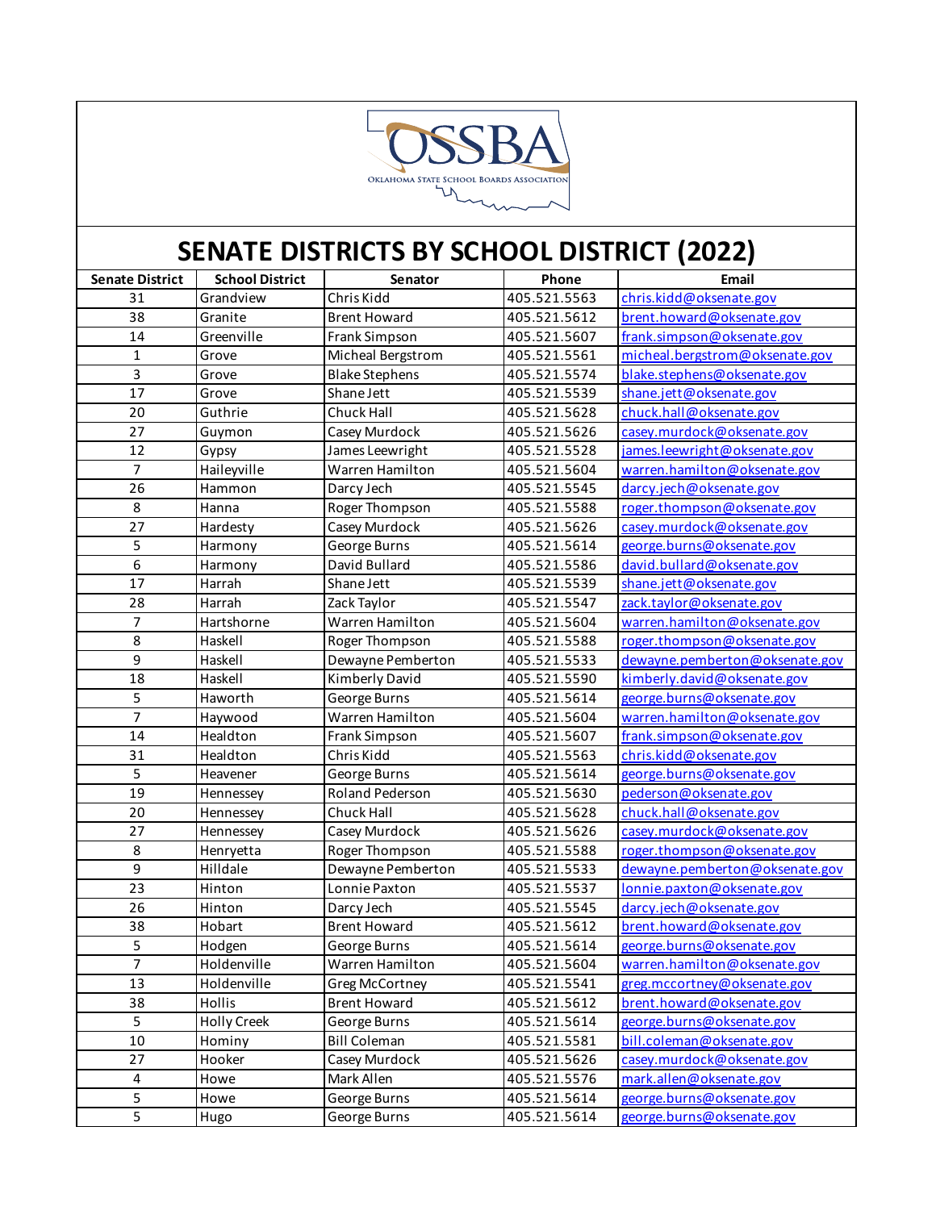# SENATE DISTRICTS BY SCHOOL DISTRICT (2022)

| Senate District | School District | Senator | Phone | Email |
|---|---|---|---|---|
| 31 | Grandview | Chris Kidd | 405.521.5563 | chris.kidd@oksenate.gov |
| 38 | Granite | Brent Howard | 405.521.5612 | brent.howard@oksenate.gov |
| 14 | Greenville | Frank Simpson | 405.521.5607 | frank.simpson@oksenate.gov |
| 1 | Grove | Micheal Bergstrom | 405.521.5561 | micheal.bergstrom@oksenate.gov |
| 3 | Grove | Blake Stephens | 405.521.5574 | blake.stephens@oksenate.gov |
| 17 | Grove | Shane Jett | 405.521.5539 | shane.jett@oksenate.gov |
| 20 | Guthrie | Chuck Hall | 405.521.5628 | chuck.hall@oksenate.gov |
| 27 | Guymon | Casey Murdock | 405.521.5626 | casey.murdock@oksenate.gov |
| 12 | Gypsy | James Leewright | 405.521.5528 | james.leewright@oksenate.gov |
| 7 | Haileyville | Warren Hamilton | 405.521.5604 | warren.hamilton@oksenate.gov |
| 26 | Hammon | Darcy Jech | 405.521.5545 | darcy.jech@oksenate.gov |
| 8 | Hanna | Roger Thompson | 405.521.5588 | roger.thompson@oksenate.gov |
| 27 | Hardesty | Casey Murdock | 405.521.5626 | casey.murdock@oksenate.gov |
| 5 | Harmony | George Burns | 405.521.5614 | george.burns@oksenate.gov |
| 6 | Harmony | David Bullard | 405.521.5586 | david.bullard@oksenate.gov |
| 17 | Harrah | Shane Jett | 405.521.5539 | shane.jett@oksenate.gov |
| 28 | Harrah | Zack Taylor | 405.521.5547 | zack.taylor@oksenate.gov |
| 7 | Hartshorne | Warren Hamilton | 405.521.5604 | warren.hamilton@oksenate.gov |
| 8 | Haskell | Roger Thompson | 405.521.5588 | roger.thompson@oksenate.gov |
| 9 | Haskell | Dewayne Pemberton | 405.521.5533 | dewayne.pemberton@oksenate.gov |
| 18 | Haskell | Kimberly David | 405.521.5590 | kimberly.david@oksenate.gov |
| 5 | Haworth | George Burns | 405.521.5614 | george.burns@oksenate.gov |
| 7 | Haywood | Warren Hamilton | 405.521.5604 | warren.hamilton@oksenate.gov |
| 14 | Healdton | Frank Simpson | 405.521.5607 | frank.simpson@oksenate.gov |
| 31 | Healdton | Chris Kidd | 405.521.5563 | chris.kidd@oksenate.gov |
| 5 | Heavener | George Burns | 405.521.5614 | george.burns@oksenate.gov |
| 19 | Hennessey | Roland Pederson | 405.521.5630 | pederson@oksenate.gov |
| 20 | Hennessey | Chuck Hall | 405.521.5628 | chuck.hall@oksenate.gov |
| 27 | Hennessey | Casey Murdock | 405.521.5626 | casey.murdock@oksenate.gov |
| 8 | Henryetta | Roger Thompson | 405.521.5588 | roger.thompson@oksenate.gov |
| 9 | Hilldale | Dewayne Pemberton | 405.521.5533 | dewayne.pemberton@oksenate.gov |
| 23 | Hinton | Lonnie Paxton | 405.521.5537 | lonnie.paxton@oksenate.gov |
| 26 | Hinton | Darcy Jech | 405.521.5545 | darcy.jech@oksenate.gov |
| 38 | Hobart | Brent Howard | 405.521.5612 | brent.howard@oksenate.gov |
| 5 | Hodgen | George Burns | 405.521.5614 | george.burns@oksenate.gov |
| 7 | Holdenville | Warren Hamilton | 405.521.5604 | warren.hamilton@oksenate.gov |
| 13 | Holdenville | Greg McCortney | 405.521.5541 | greg.mccortney@oksenate.gov |
| 38 | Hollis | Brent Howard | 405.521.5612 | brent.howard@oksenate.gov |
| 5 | Holly Creek | George Burns | 405.521.5614 | george.burns@oksenate.gov |
| 10 | Hominy | Bill Coleman | 405.521.5581 | bill.coleman@oksenate.gov |
| 27 | Hooker | Casey Murdock | 405.521.5626 | casey.murdock@oksenate.gov |
| 4 | Howe | Mark Allen | 405.521.5576 | mark.allen@oksenate.gov |
| 5 | Howe | George Burns | 405.521.5614 | george.burns@oksenate.gov |
| 5 | Hugo | George Burns | 405.521.5614 | george.burns@oksenate.gov |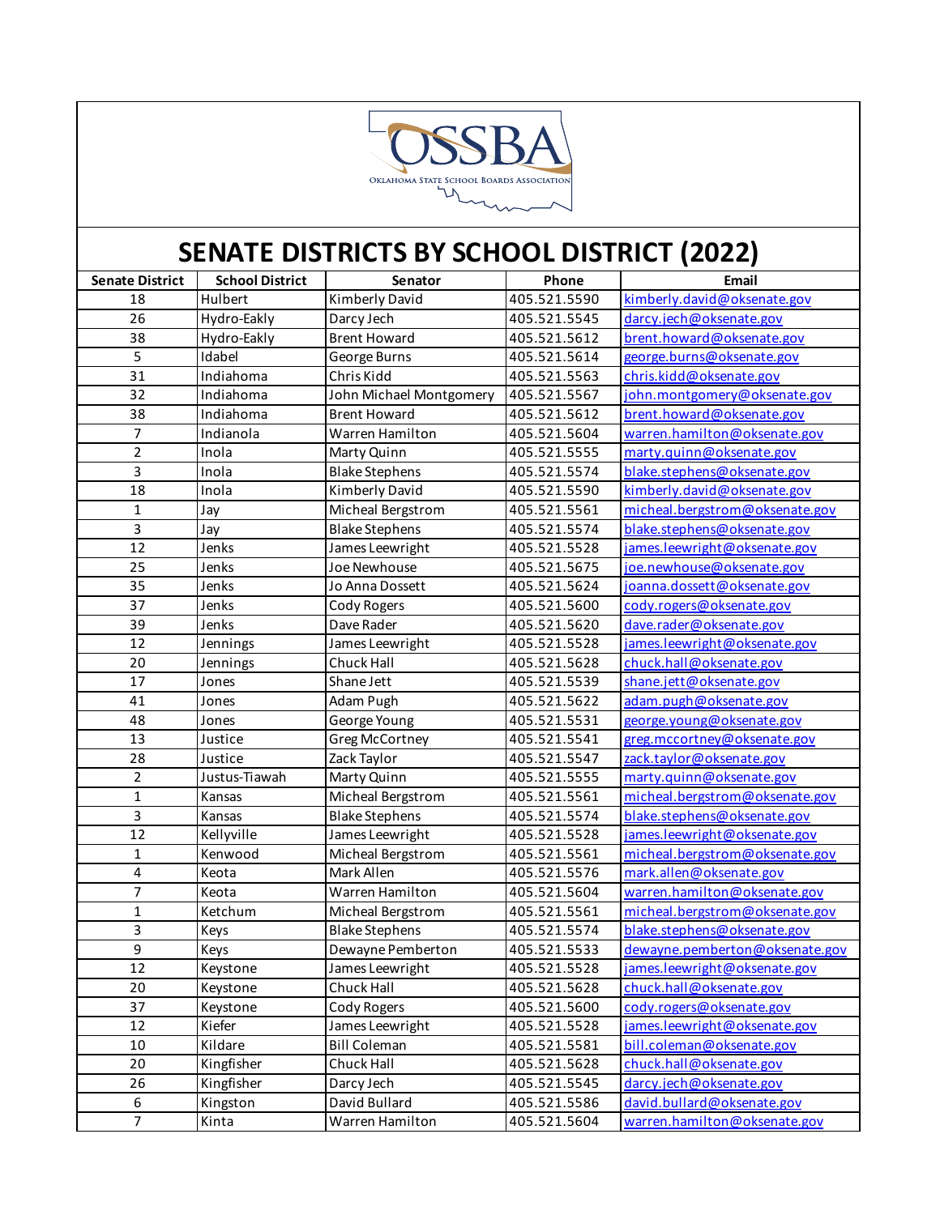# SENATE DISTRICTS BY SCHOOL DISTRICT (2022)

| Senate District | School District | Senator | Phone | Email |
|---|---|---|---|---|
| 18 | Hulbert | Kimberly David | 405.521.5590 | kimberly.david@oksenate.gov |
| 26 | Hydro-Eakly | Darcy Jech | 405.521.5545 | darcy.jech@oksenate.gov |
| 38 | Hydro-Eakly | Brent Howard | 405.521.5612 | brent.howard@oksenate.gov |
| 5 | Idabel | George Burns | 405.521.5614 | george.burns@oksenate.gov |
| 31 | Indiahoma | Chris Kidd | 405.521.5563 | chris.kidd@oksenate.gov |
| 32 | Indiahoma | John Michael Montgomery | 405.521.5567 | john.montgomery@oksenate.gov |
| 38 | Indiahoma | Brent Howard | 405.521.5612 | brent.howard@oksenate.gov |
| 7 | Indianola | Warren Hamilton | 405.521.5604 | warren.hamilton@oksenate.gov |
| 2 | Inola | Marty Quinn | 405.521.5555 | marty.quinn@oksenate.gov |
| 3 | Inola | Blake Stephens | 405.521.5574 | blake.stephens@oksenate.gov |
| 18 | Inola | Kimberly David | 405.521.5590 | kimberly.david@oksenate.gov |
| 1 | Jay | Micheal Bergstrom | 405.521.5561 | micheal.bergstrom@oksenate.gov |
| 3 | Jay | Blake Stephens | 405.521.5574 | blake.stephens@oksenate.gov |
| 12 | Jenks | James Leewright | 405.521.5528 | james.leewright@oksenate.gov |
| 25 | Jenks | Joe Newhouse | 405.521.5675 | joe.newhouse@oksenate.gov |
| 35 | Jenks | Jo Anna Dossett | 405.521.5624 | joanna.dossett@oksenate.gov |
| 37 | Jenks | Cody Rogers | 405.521.5600 | cody.rogers@oksenate.gov |
| 39 | Jenks | Dave Rader | 405.521.5620 | dave.rader@oksenate.gov |
| 12 | Jennings | James Leewright | 405.521.5528 | james.leewright@oksenate.gov |
| 20 | Jennings | Chuck Hall | 405.521.5628 | chuck.hall@oksenate.gov |
| 17 | Jones | Shane Jett | 405.521.5539 | shane.jett@oksenate.gov |
| 41 | Jones | Adam Pugh | 405.521.5622 | adam.pugh@oksenate.gov |
| 48 | Jones | George Young | 405.521.5531 | george.young@oksenate.gov |
| 13 | Justice | Greg McCortney | 405.521.5541 | greg.mccortney@oksenate.gov |
| 28 | Justice | Zack Taylor | 405.521.5547 | zack.taylor@oksenate.gov |
| 2 | Justus-Tiawah | Marty Quinn | 405.521.5555 | marty.quinn@oksenate.gov |
| 1 | Kansas | Micheal Bergstrom | 405.521.5561 | micheal.bergstrom@oksenate.gov |
| 3 | Kansas | Blake Stephens | 405.521.5574 | blake.stephens@oksenate.gov |
| 12 | Kellyville | James Leewright | 405.521.5528 | james.leewright@oksenate.gov |
| 1 | Kenwood | Micheal Bergstrom | 405.521.5561 | micheal.bergstrom@oksenate.gov |
| 4 | Keota | Mark Allen | 405.521.5576 | mark.allen@oksenate.gov |
| 7 | Keota | Warren Hamilton | 405.521.5604 | warren.hamilton@oksenate.gov |
| 1 | Ketchum | Micheal Bergstrom | 405.521.5561 | micheal.bergstrom@oksenate.gov |
| 3 | Keys | Blake Stephens | 405.521.5574 | blake.stephens@oksenate.gov |
| 9 | Keys | Dewayne Pemberton | 405.521.5533 | dewayne.pemberton@oksenate.gov |
| 12 | Keystone | James Leewright | 405.521.5528 | james.leewright@oksenate.gov |
| 20 | Keystone | Chuck Hall | 405.521.5628 | chuck.hall@oksenate.gov |
| 37 | Keystone | Cody Rogers | 405.521.5600 | cody.rogers@oksenate.gov |
| 12 | Kiefer | James Leewright | 405.521.5528 | james.leewright@oksenate.gov |
| 10 | Kildare | Bill Coleman | 405.521.5581 | bill.coleman@oksenate.gov |
| 20 | Kingfisher | Chuck Hall | 405.521.5628 | chuck.hall@oksenate.gov |
| 26 | Kingfisher | Darcy Jech | 405.521.5545 | darcy.jech@oksenate.gov |
| 6 | Kingston | David Bullard | 405.521.5586 | david.bullard@oksenate.gov |
| 7 | Kinta | Warren Hamilton | 405.521.5604 | warren.hamilton@oksenate.gov |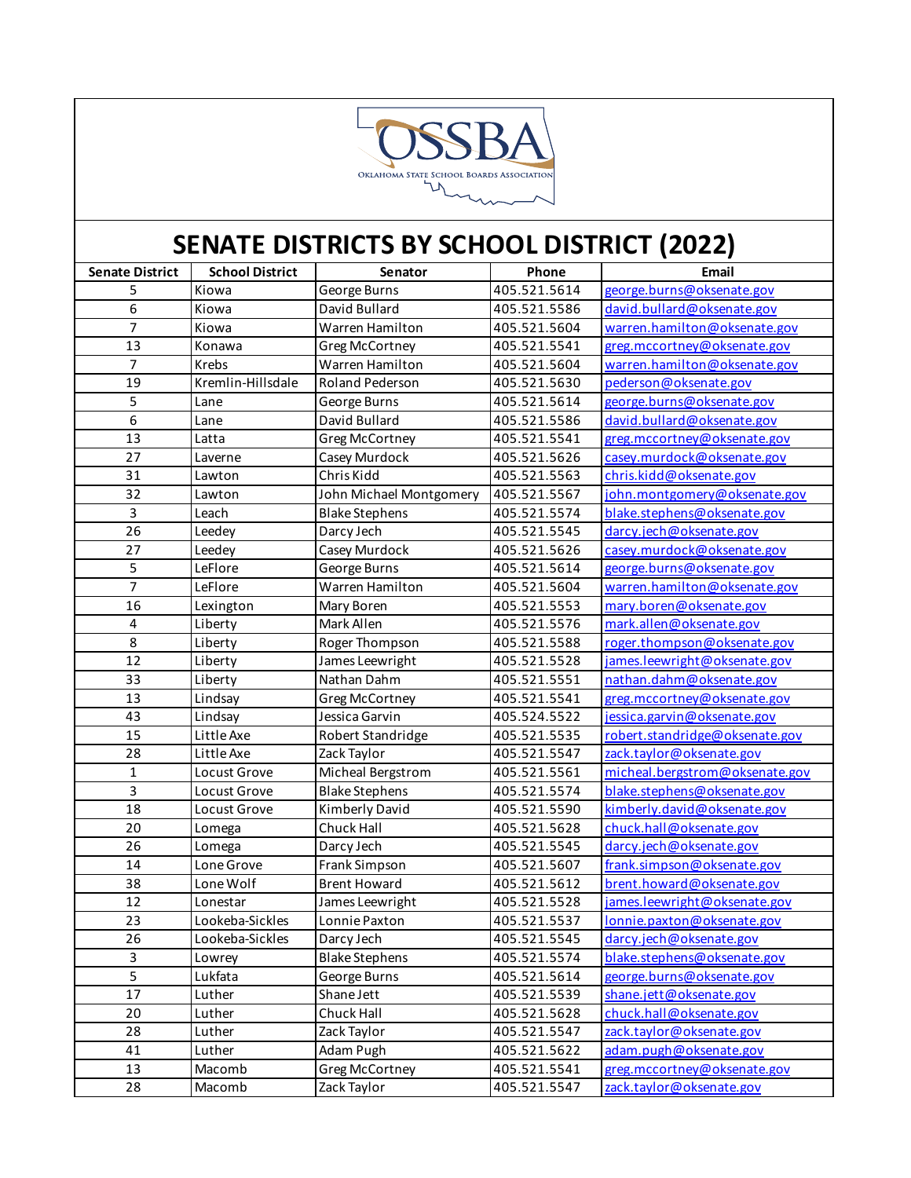# SENATE DISTRICTS BY SCHOOL DISTRICT (2022)

| Senate District | School District | Senator | Phone | Email |
|---|---|---|---|---|
| 5 | Kiowa | George Burns | 405.521.5614 | george.burns@oksenate.gov |
| 6 | Kiowa | David Bullard | 405.521.5586 | david.bullard@oksenate.gov |
| 7 | Kiowa | Warren Hamilton | 405.521.5604 | warren.hamilton@oksenate.gov |
| 13 | Konawa | Greg McCortney | 405.521.5541 | greg.mccortney@oksenate.gov |
| 7 | Krebs | Warren Hamilton | 405.521.5604 | warren.hamilton@oksenate.gov |
| 19 | Kremlin-Hillsdale | Roland Pederson | 405.521.5630 | pederson@oksenate.gov |
| 5 | Lane | George Burns | 405.521.5614 | george.burns@oksenate.gov |
| 6 | Lane | David Bullard | 405.521.5586 | david.bullard@oksenate.gov |
| 13 | Latta | Greg McCortney | 405.521.5541 | greg.mccortney@oksenate.gov |
| 27 | Laverne | Casey Murdock | 405.521.5626 | casey.murdock@oksenate.gov |
| 31 | Lawton | Chris Kidd | 405.521.5563 | chris.kidd@oksenate.gov |
| 32 | Lawton | John Michael Montgomery | 405.521.5567 | john.montgomery@oksenate.gov |
| 3 | Leach | Blake Stephens | 405.521.5574 | blake.stephens@oksenate.gov |
| 26 | Leedey | Darcy Jech | 405.521.5545 | darcy.jech@oksenate.gov |
| 27 | Leedey | Casey Murdock | 405.521.5626 | casey.murdock@oksenate.gov |
| 5 | LeFlore | George Burns | 405.521.5614 | george.burns@oksenate.gov |
| 7 | LeFlore | Warren Hamilton | 405.521.5604 | warren.hamilton@oksenate.gov |
| 16 | Lexington | Mary Boren | 405.521.5553 | mary.boren@oksenate.gov |
| 4 | Liberty | Mark Allen | 405.521.5576 | mark.allen@oksenate.gov |
| 8 | Liberty | Roger Thompson | 405.521.5588 | roger.thompson@oksenate.gov |
| 12 | Liberty | James Leewright | 405.521.5528 | james.leewright@oksenate.gov |
| 33 | Liberty | Nathan Dahm | 405.521.5551 | nathan.dahm@oksenate.gov |
| 13 | Lindsay | Greg McCortney | 405.521.5541 | greg.mccortney@oksenate.gov |
| 43 | Lindsay | Jessica Garvin | 405.524.5522 | jessica.garvin@oksenate.gov |
| 15 | Little Axe | Robert Standridge | 405.521.5535 | robert.standridge@oksenate.gov |
| 28 | Little Axe | Zack Taylor | 405.521.5547 | zack.taylor@oksenate.gov |
| 1 | Locust Grove | Micheal Bergstrom | 405.521.5561 | micheal.bergstrom@oksenate.gov |
| 3 | Locust Grove | Blake Stephens | 405.521.5574 | blake.stephens@oksenate.gov |
| 18 | Locust Grove | Kimberly David | 405.521.5590 | kimberly.david@oksenate.gov |
| 20 | Lomega | Chuck Hall | 405.521.5628 | chuck.hall@oksenate.gov |
| 26 | Lomega | Darcy Jech | 405.521.5545 | darcy.jech@oksenate.gov |
| 14 | Lone Grove | Frank Simpson | 405.521.5607 | frank.simpson@oksenate.gov |
| 38 | Lone Wolf | Brent Howard | 405.521.5612 | brent.howard@oksenate.gov |
| 12 | Lonestar | James Leewright | 405.521.5528 | james.leewright@oksenate.gov |
| 23 | Lookeba-Sickles | Lonnie Paxton | 405.521.5537 | lonnie.paxton@oksenate.gov |
| 26 | Lookeba-Sickles | Darcy Jech | 405.521.5545 | darcy.jech@oksenate.gov |
| 3 | Lowrey | Blake Stephens | 405.521.5574 | blake.stephens@oksenate.gov |
| 5 | Lukfata | George Burns | 405.521.5614 | george.burns@oksenate.gov |
| 17 | Luther | Shane Jett | 405.521.5539 | shane.jett@oksenate.gov |
| 20 | Luther | Chuck Hall | 405.521.5628 | chuck.hall@oksenate.gov |
| 28 | Luther | Zack Taylor | 405.521.5547 | zack.taylor@oksenate.gov |
| 41 | Luther | Adam Pugh | 405.521.5622 | adam.pugh@oksenate.gov |
| 13 | Macomb | Greg McCortney | 405.521.5541 | greg.mccortney@oksenate.gov |
| 28 | Macomb | Zack Taylor | 405.521.5547 | zack.taylor@oksenate.gov |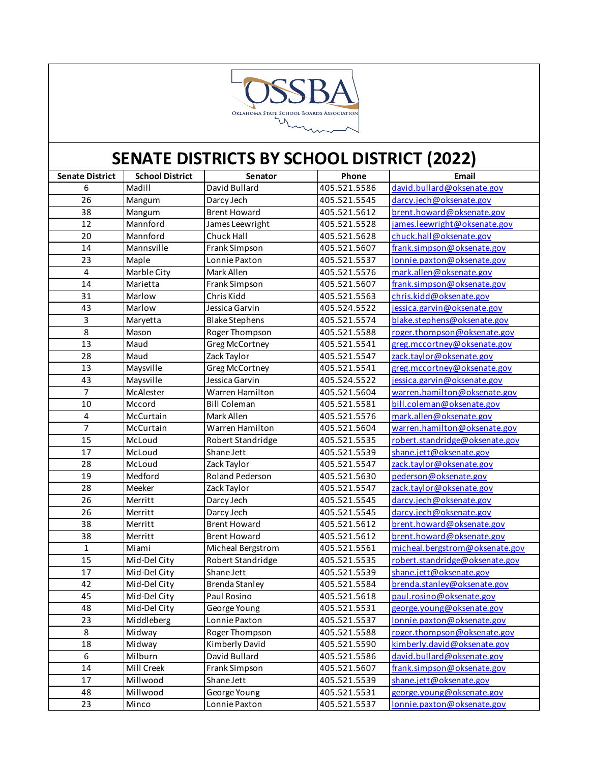OSSBA

OKLAHOMA STATE SCHOOL BOARDS ASSOCIATION

# SENATE DISTRICTS BY SCHOOL DISTRICT (2022)

| Senate District | School District | Senator | Phone | Email |
|---|---|---|---|---|
| 6 | Madill | David Bullard | 405.521.5586 | david.bullard@oksenate.gov |
| 26 | Mangum | Darcy Jech | 405.521.5545 | darcy.jech@oksenate.gov |
| 38 | Mangum | Brent Howard | 405.521.5612 | brent.howard@oksenate.gov |
| 12 | Mannford | James Leewright | 405.521.5528 | james.leewright@oksenate.gov |
| 20 | Mannford | Chuck Hall | 405.521.5628 | chuck.hall@oksenate.gov |
| 14 | Mannsville | Frank Simpson | 405.521.5607 | frank.simpson@oksenate.gov |
| 23 | Maple | Lonnie Paxton | 405.521.5537 | lonnie.paxton@oksenate.gov |
| 4 | Marble City | Mark Allen | 405.521.5576 | mark.allen@oksenate.gov |
| 14 | Marietta | Frank Simpson | 405.521.5607 | frank.simpson@oksenate.gov |
| 31 | Marlow | Chris Kidd | 405.521.5563 | chris.kidd@oksenate.gov |
| 43 | Marlow | Jessica Garvin | 405.524.5522 | jessica.garvin@oksenate.gov |
| 3 | Maryetta | Blake Stephens | 405.521.5574 | blake.stephens@oksenate.gov |
| 8 | Mason | Roger Thompson | 405.521.5588 | roger.thompson@oksenate.gov |
| 13 | Maud | Greg McCortney | 405.521.5541 | greg.mccortney@oksenate.gov |
| 28 | Maud | Zack Taylor | 405.521.5547 | zack.taylor@oksenate.gov |
| 13 | Maysville | Greg McCortney | 405.521.5541 | greg.mccortney@oksenate.gov |
| 43 | Maysville | Jessica Garvin | 405.524.5522 | jessica.garvin@oksenate.gov |
| 7 | McAlester | Warren Hamilton | 405.521.5604 | warren.hamilton@oksenate.gov |
| 10 | Mccord | Bill Coleman | 405.521.5581 | bill.coleman@oksenate.gov |
| 4 | McCurtain | Mark Allen | 405.521.5576 | mark.allen@oksenate.gov |
| 7 | McCurtain | Warren Hamilton | 405.521.5604 | warren.hamilton@oksenate.gov |
| 15 | McLoud | Robert Standridge | 405.521.5535 | robert.standridge@oksenate.gov |
| 17 | McLoud | Shane Jett | 405.521.5539 | shane.jett@oksenate.gov |
| 28 | McLoud | Zack Taylor | 405.521.5547 | zack.taylor@oksenate.gov |
| 19 | Medford | Roland Pederson | 405.521.5630 | pederson@oksenate.gov |
| 28 | Meeker | Zack Taylor | 405.521.5547 | zack.taylor@oksenate.gov |
| 26 | Merritt | Darcy Jech | 405.521.5545 | darcy.jech@oksenate.gov |
| 26 | Merritt | Darcy Jech | 405.521.5545 | darcy.jech@oksenate.gov |
| 38 | Merritt | Brent Howard | 405.521.5612 | brent.howard@oksenate.gov |
| 38 | Merritt | Brent Howard | 405.521.5612 | brent.howard@oksenate.gov |
| 1 | Miami | Micheal Bergstrom | 405.521.5561 | micheal.bergstrom@oksenate.gov |
| 15 | Mid-Del City | Robert Standridge | 405.521.5535 | robert.standridge@oksenate.gov |
| 17 | Mid-Del City | Shane Jett | 405.521.5539 | shane.jett@oksenate.gov |
| 42 | Mid-Del City | Brenda Stanley | 405.521.5584 | brenda.stanley@oksenate.gov |
| 45 | Mid-Del City | Paul Rosino | 405.521.5618 | paul.rosino@oksenate.gov |
| 48 | Mid-Del City | George Young | 405.521.5531 | george.young@oksenate.gov |
| 23 | Middleberg | Lonnie Paxton | 405.521.5537 | lonnie.paxton@oksenate.gov |
| 8 | Midway | Roger Thompson | 405.521.5588 | roger.thompson@oksenate.gov |
| 18 | Midway | Kimberly David | 405.521.5590 | kimberly.david@oksenate.gov |
| 6 | Milburn | David Bullard | 405.521.5586 | david.bullard@oksenate.gov |
| 14 | Mill Creek | Frank Simpson | 405.521.5607 | frank.simpson@oksenate.gov |
| 17 | Millwood | Shane Jett | 405.521.5539 | shane.jett@oksenate.gov |
| 48 | Millwood | George Young | 405.521.5531 | george.young@oksenate.gov |
| 23 | Minco | Lonnie Paxton | 405.521.5537 | lonnie.paxton@oksenate.gov |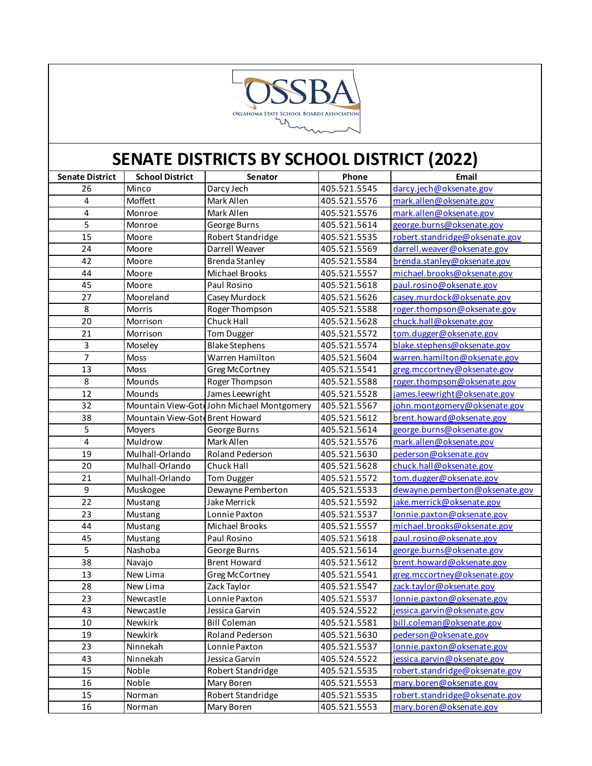# SENATE DISTRICTS BY SCHOOL DISTRICT (2022)

| Senate District | School District | Senator | Phone | Email |
|---|---|---|---|---|
| 26 | Minco | Darcy Jech | 405.521.5545 | darcy.jech@oksenate.gov |
| 4 | Moffett | Mark Allen | 405.521.5576 | mark.allen@oksenate.gov |
| 4 | Monroe | Mark Allen | 405.521.5576 | mark.allen@oksenate.gov |
| 5 | Monroe | George Burns | 405.521.5614 | george.burns@oksenate.gov |
| 15 | Moore | Robert Standridge | 405.521.5535 | robert.standridge@oksenate.gov |
| 24 | Moore | Darrell Weaver | 405.521.5569 | darrell.weaver@oksenate.gov |
| 42 | Moore | Brenda Stanley | 405.521.5584 | brenda.stanley@oksenate.gov |
| 44 | Moore | Michael Brooks | 405.521.5557 | michael.brooks@oksenate.gov |
| 45 | Moore | Paul Rosino | 405.521.5618 | paul.rosino@oksenate.gov |
| 27 | Mooreland | Casey Murdock | 405.521.5626 | casey.murdock@oksenate.gov |
| 8 | Morris | Roger Thompson | 405.521.5588 | roger.thompson@oksenate.gov |
| 20 | Morrison | Chuck Hall | 405.521.5628 | chuck.hall@oksenate.gov |
| 21 | Morrison | Tom Dugger | 405.521.5572 | tom.dugger@oksenate.gov |
| 3 | Moseley | Blake Stephens | 405.521.5574 | blake.stephens@oksenate.gov |
| 7 | Moss | Warren Hamilton | 405.521.5604 | warren.hamilton@oksenate.gov |
| 13 | Moss | Greg McCortney | 405.521.5541 | greg.mccortney@oksenate.gov |
| 8 | Mounds | Roger Thompson | 405.521.5588 | roger.thompson@oksenate.gov |
| 12 | Mounds | James Leewright | 405.521.5528 | james.leewright@oksenate.gov |
| 32 | Mountain View-Got | John Michael Montgomery | 405.521.5567 | john.montgomery@oksenate.gov |
| 38 | Mountain View-Got | Brent Howard | 405.521.5612 | brent.howard@oksenate.gov |
| 5 | Moyers | George Burns | 405.521.5614 | george.burns@oksenate.gov |
| 4 | Muldrow | Mark Allen | 405.521.5576 | mark.allen@oksenate.gov |
| 19 | Mulhall-Orlando | Roland Pederson | 405.521.5630 | pederson@oksenate.gov |
| 20 | Mulhall-Orlando | Chuck Hall | 405.521.5628 | chuck.hall@oksenate.gov |
| 21 | Mulhall-Orlando | Tom Dugger | 405.521.5572 | tom.dugger@oksenate.gov |
| 9 | Muskogee | Dewayne Pemberton | 405.521.5533 | dewayne.pemberton@oksenate.gov |
| 22 | Mustang | Jake Merrick | 405.521.5592 | jake.merrick@oksenate.gov |
| 23 | Mustang | Lonnie Paxton | 405.521.5537 | lonnie.paxton@oksenate.gov |
| 44 | Mustang | Michael Brooks | 405.521.5557 | michael.brooks@oksenate.gov |
| 45 | Mustang | Paul Rosino | 405.521.5618 | paul.rosino@oksenate.gov |
| 5 | Nashoba | George Burns | 405.521.5614 | george.burns@oksenate.gov |
| 38 | Navajo | Brent Howard | 405.521.5612 | brent.howard@oksenate.gov |
| 13 | New Lima | Greg McCortney | 405.521.5541 | greg.mccortney@oksenate.gov |
| 28 | New Lima | Zack Taylor | 405.521.5547 | zack.taylor@oksenate.gov |
| 23 | Newcastle | Lonnie Paxton | 405.521.5537 | lonnie.paxton@oksenate.gov |
| 43 | Newcastle | Jessica Garvin | 405.524.5522 | jessica.garvin@oksenate.gov |
| 10 | Newkirk | Bill Coleman | 405.521.5581 | bill.coleman@oksenate.gov |
| 19 | Newkirk | Roland Pederson | 405.521.5630 | pederson@oksenate.gov |
| 23 | Ninnekah | Lonnie Paxton | 405.521.5537 | lonnie.paxton@oksenate.gov |
| 43 | Ninnekah | Jessica Garvin | 405.524.5522 | jessica.garvin@oksenate.gov |
| 15 | Noble | Robert Standridge | 405.521.5535 | robert.standridge@oksenate.gov |
| 16 | Noble | Mary Boren | 405.521.5553 | mary.boren@oksenate.gov |
| 15 | Norman | Robert Standridge | 405.521.5535 | robert.standridge@oksenate.gov |
| 16 | Norman | Mary Boren | 405.521.5553 | mary.boren@oksenate.gov |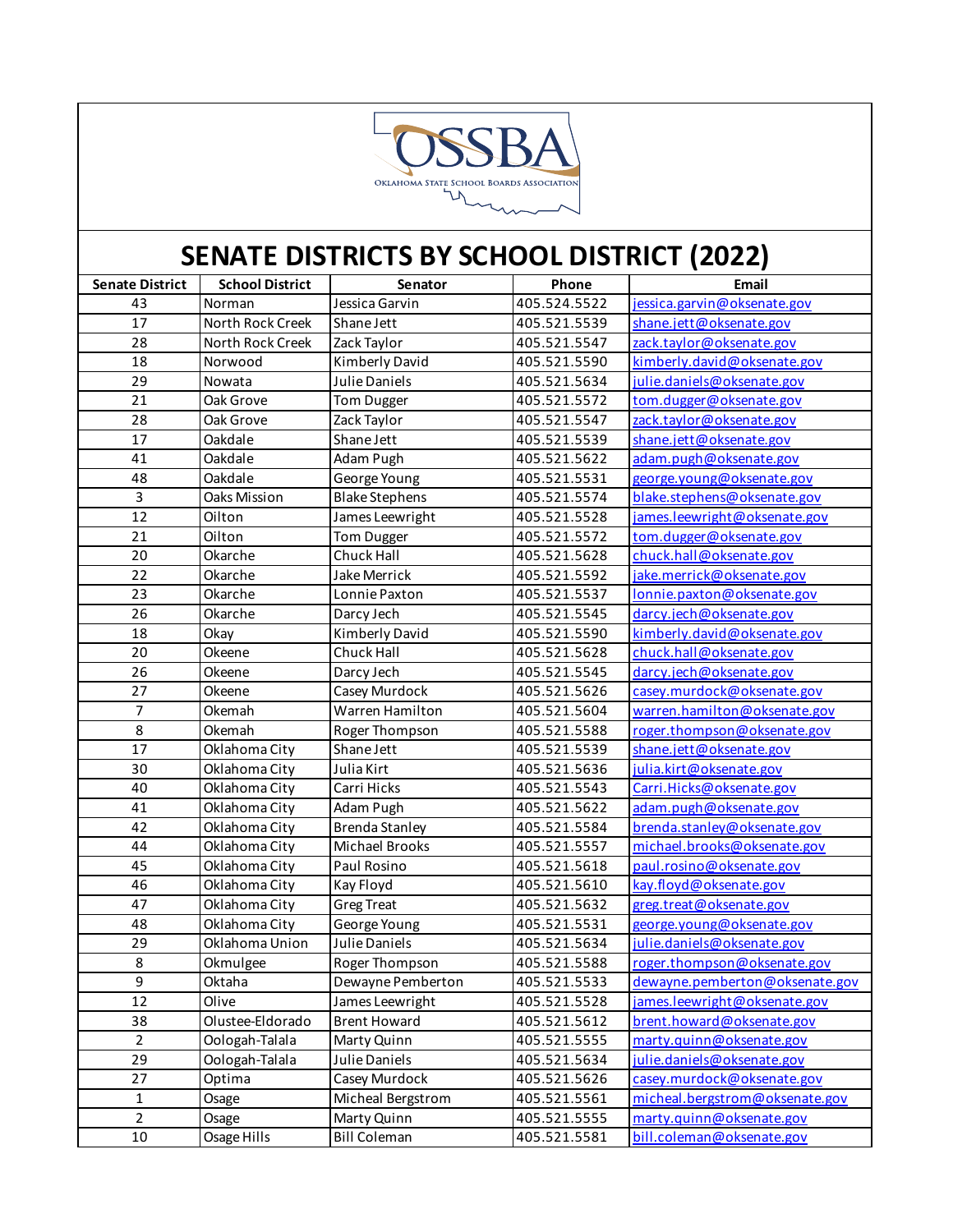# SENATE DISTRICTS BY SCHOOL DISTRICT (2022)

| Senate District | School District | Senator | Phone | Email |
|---|---|---|---|---|
| 43 | Norman | Jessica Garvin | 405.524.5522 | jessica.garvin@oksenate.gov |
| 17 | North Rock Creek | Shane Jett | 405.521.5539 | shane.jett@oksenate.gov |
| 28 | North Rock Creek | Zack Taylor | 405.521.5547 | zack.taylor@oksenate.gov |
| 18 | Norwood | Kimberly David | 405.521.5590 | kimberly.david@oksenate.gov |
| 29 | Nowata | Julie Daniels | 405.521.5634 | julie.daniels@oksenate.gov |
| 21 | Oak Grove | Tom Dugger | 405.521.5572 | tom.dugger@oksenate.gov |
| 28 | Oak Grove | Zack Taylor | 405.521.5547 | zack.taylor@oksenate.gov |
| 17 | Oakdale | Shane Jett | 405.521.5539 | shane.jett@oksenate.gov |
| 41 | Oakdale | Adam Pugh | 405.521.5622 | adam.pugh@oksenate.gov |
| 48 | Oakdale | George Young | 405.521.5531 | george.young@oksenate.gov |
| 3 | Oaks Mission | Blake Stephens | 405.521.5574 | blake.stephens@oksenate.gov |
| 12 | Oilton | James Leewright | 405.521.5528 | james.leewright@oksenate.gov |
| 21 | Oilton | Tom Dugger | 405.521.5572 | tom.dugger@oksenate.gov |
| 20 | Okarche | Chuck Hall | 405.521.5628 | chuck.hall@oksenate.gov |
| 22 | Okarche | Jake Merrick | 405.521.5592 | jake.merrick@oksenate.gov |
| 23 | Okarche | Lonnie Paxton | 405.521.5537 | lonnie.paxton@oksenate.gov |
| 26 | Okarche | Darcy Jech | 405.521.5545 | darcy.jech@oksenate.gov |
| 18 | Okay | Kimberly David | 405.521.5590 | kimberly.david@oksenate.gov |
| 20 | Okeene | Chuck Hall | 405.521.5628 | chuck.hall@oksenate.gov |
| 26 | Okeene | Darcy Jech | 405.521.5545 | darcy.jech@oksenate.gov |
| 27 | Okeene | Casey Murdock | 405.521.5626 | casey.murdock@oksenate.gov |
| 7 | Okemah | Warren Hamilton | 405.521.5604 | warren.hamilton@oksenate.gov |
| 8 | Okemah | Roger Thompson | 405.521.5588 | roger.thompson@oksenate.gov |
| 17 | Oklahoma City | Shane Jett | 405.521.5539 | shane.jett@oksenate.gov |
| 30 | Oklahoma City | Julia Kirt | 405.521.5636 | julia.kirt@oksenate.gov |
| 40 | Oklahoma City | Carri Hicks | 405.521.5543 | Carri.Hicks@oksenate.gov |
| 41 | Oklahoma City | Adam Pugh | 405.521.5622 | adam.pugh@oksenate.gov |
| 42 | Oklahoma City | Brenda Stanley | 405.521.5584 | brenda.stanley@oksenate.gov |
| 44 | Oklahoma City | Michael Brooks | 405.521.5557 | michael.brooks@oksenate.gov |
| 45 | Oklahoma City | Paul Rosino | 405.521.5618 | paul.rosino@oksenate.gov |
| 46 | Oklahoma City | Kay Floyd | 405.521.5610 | kay.floyd@oksenate.gov |
| 47 | Oklahoma City | Greg Treat | 405.521.5632 | greg.treat@oksenate.gov |
| 48 | Oklahoma City | George Young | 405.521.5531 | george.young@oksenate.gov |
| 29 | Oklahoma Union | Julie Daniels | 405.521.5634 | julie.daniels@oksenate.gov |
| 8 | Okmulgee | Roger Thompson | 405.521.5588 | roger.thompson@oksenate.gov |
| 9 | Oktaha | Dewayne Pemberton | 405.521.5533 | dewayne.pemberton@oksenate.gov |
| 12 | Olive | James Leewright | 405.521.5528 | james.leewright@oksenate.gov |
| 38 | Olustee-Eldorado | Brent Howard | 405.521.5612 | brent.howard@oksenate.gov |
| 2 | Oologah-Talala | Marty Quinn | 405.521.5555 | marty.quinn@oksenate.gov |
| 29 | Oologah-Talala | Julie Daniels | 405.521.5634 | julie.daniels@oksenate.gov |
| 27 | Optima | Casey Murdock | 405.521.5626 | casey.murdock@oksenate.gov |
| 1 | Osage | Micheal Bergstrom | 405.521.5561 | micheal.bergstrom@oksenate.gov |
| 2 | Osage | Marty Quinn | 405.521.5555 | marty.quinn@oksenate.gov |
| 10 | Osage Hills | Bill Coleman | 405.521.5581 | bill.coleman@oksenate.gov |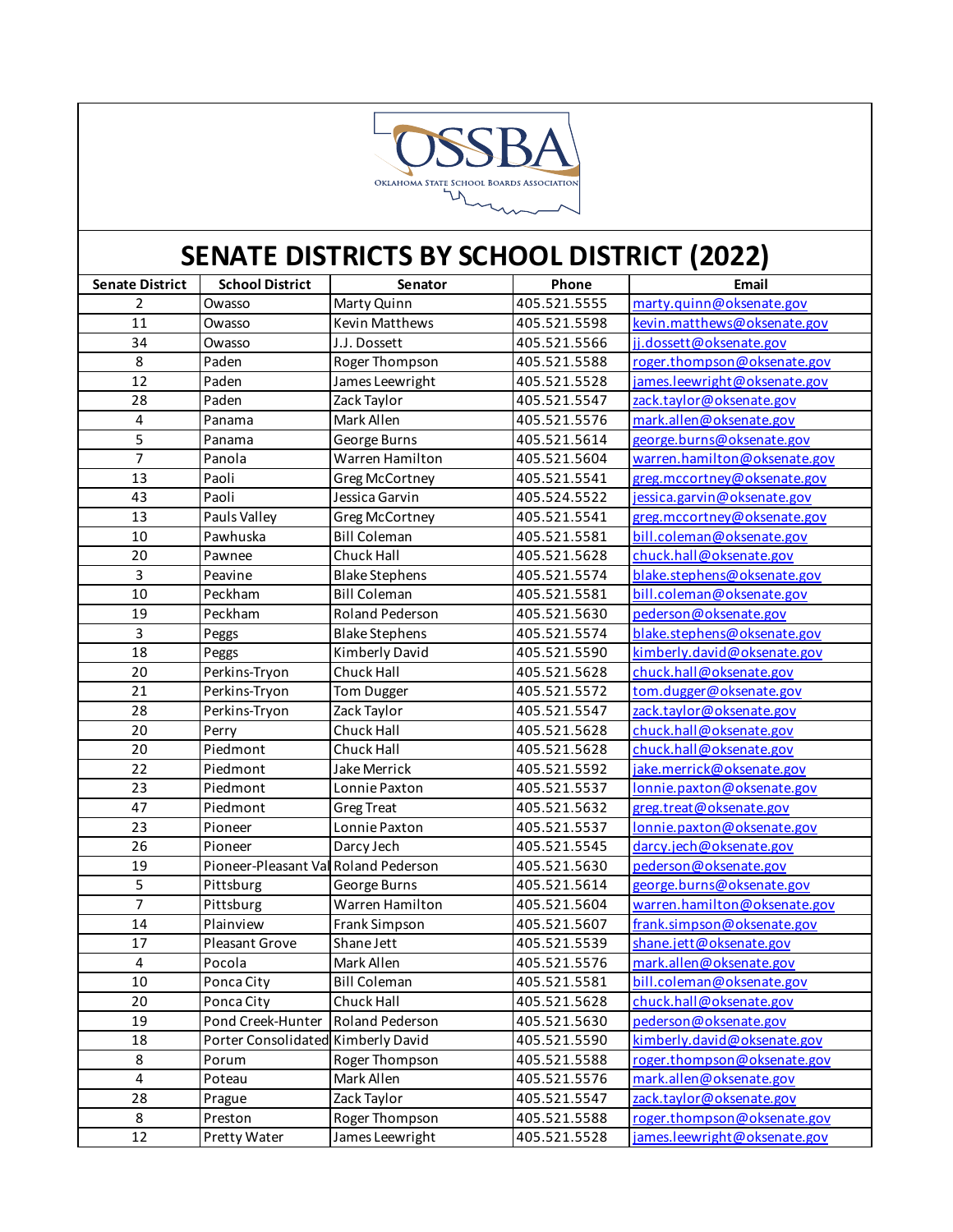OSSBA

Oklahoma State School Boards Association

# SENATE DISTRICTS BY SCHOOL DISTRICT (2022)

| Senate District | School District | Senator | Phone | Email |
|---|---|---|---|---|
| 2 | Owasso | Marty Quinn | 405.521.5555 | marty.quinn@oksenate.gov |
| 11 | Owasso | Kevin Matthews | 405.521.5598 | kevin.matthews@oksenate.gov |
| 34 | Owasso | J.J. Dossett | 405.521.5566 | jj.dossett@oksenate.gov |
| 8 | Paden | Roger Thompson | 405.521.5588 | roger.thompson@oksenate.gov |
| 12 | Paden | James Leewright | 405.521.5528 | james.leewright@oksenate.gov |
| 28 | Paden | Zack Taylor | 405.521.5547 | zack.taylor@oksenate.gov |
| 4 | Panama | Mark Allen | 405.521.5576 | mark.allen@oksenate.gov |
| 5 | Panama | George Burns | 405.521.5614 | george.burns@oksenate.gov |
| 7 | Panola | Warren Hamilton | 405.521.5604 | warren.hamilton@oksenate.gov |
| 13 | Paoli | Greg McCortney | 405.521.5541 | greg.mccortney@oksenate.gov |
| 43 | Paoli | Jessica Garvin | 405.524.5522 | jessica.garvin@oksenate.gov |
| 13 | Pauls Valley | Greg McCortney | 405.521.5541 | greg.mccortney@oksenate.gov |
| 10 | Pawhuska | Bill Coleman | 405.521.5581 | bill.coleman@oksenate.gov |
| 20 | Pawnee | Chuck Hall | 405.521.5628 | chuck.hall@oksenate.gov |
| 3 | Peavine | Blake Stephens | 405.521.5574 | blake.stephens@oksenate.gov |
| 10 | Peckham | Bill Coleman | 405.521.5581 | bill.coleman@oksenate.gov |
| 19 | Peckham | Roland Pederson | 405.521.5630 | pederson@oksenate.gov |
| 3 | Peggs | Blake Stephens | 405.521.5574 | blake.stephens@oksenate.gov |
| 18 | Peggs | Kimberly David | 405.521.5590 | kimberly.david@oksenate.gov |
| 20 | Perkins-Tryon | Chuck Hall | 405.521.5628 | chuck.hall@oksenate.gov |
| 21 | Perkins-Tryon | Tom Dugger | 405.521.5572 | tom.dugger@oksenate.gov |
| 28 | Perkins-Tryon | Zack Taylor | 405.521.5547 | zack.taylor@oksenate.gov |
| 20 | Perry | Chuck Hall | 405.521.5628 | chuck.hall@oksenate.gov |
| 20 | Piedmont | Chuck Hall | 405.521.5628 | chuck.hall@oksenate.gov |
| 22 | Piedmont | Jake Merrick | 405.521.5592 | jake.merrick@oksenate.gov |
| 23 | Piedmont | Lonnie Paxton | 405.521.5537 | lonnie.paxton@oksenate.gov |
| 47 | Piedmont | Greg Treat | 405.521.5632 | greg.treat@oksenate.gov |
| 23 | Pioneer | Lonnie Paxton | 405.521.5537 | lonnie.paxton@oksenate.gov |
| 26 | Pioneer | Darcy Jech | 405.521.5545 | darcy.jech@oksenate.gov |
| 19 | Pioneer-Pleasant Val | Roland Pederson | 405.521.5630 | pederson@oksenate.gov |
| 5 | Pittsburg | George Burns | 405.521.5614 | george.burns@oksenate.gov |
| 7 | Pittsburg | Warren Hamilton | 405.521.5604 | warren.hamilton@oksenate.gov |
| 14 | Plainview | Frank Simpson | 405.521.5607 | frank.simpson@oksenate.gov |
| 17 | Pleasant Grove | Shane Jett | 405.521.5539 | shane.jett@oksenate.gov |
| 4 | Pocola | Mark Allen | 405.521.5576 | mark.allen@oksenate.gov |
| 10 | Ponca City | Bill Coleman | 405.521.5581 | bill.coleman@oksenate.gov |
| 20 | Ponca City | Chuck Hall | 405.521.5628 | chuck.hall@oksenate.gov |
| 19 | Pond Creek-Hunter | Roland Pederson | 405.521.5630 | pederson@oksenate.gov |
| 18 | Porter Consolidated | Kimberly David | 405.521.5590 | kimberly.david@oksenate.gov |
| 8 | Porum | Roger Thompson | 405.521.5588 | roger.thompson@oksenate.gov |
| 4 | Poteau | Mark Allen | 405.521.5576 | mark.allen@oksenate.gov |
| 28 | Prague | Zack Taylor | 405.521.5547 | zack.taylor@oksenate.gov |
| 8 | Preston | Roger Thompson | 405.521.5588 | roger.thompson@oksenate.gov |
| 12 | Pretty Water | James Leewright | 405.521.5528 | james.leewright@oksenate.gov |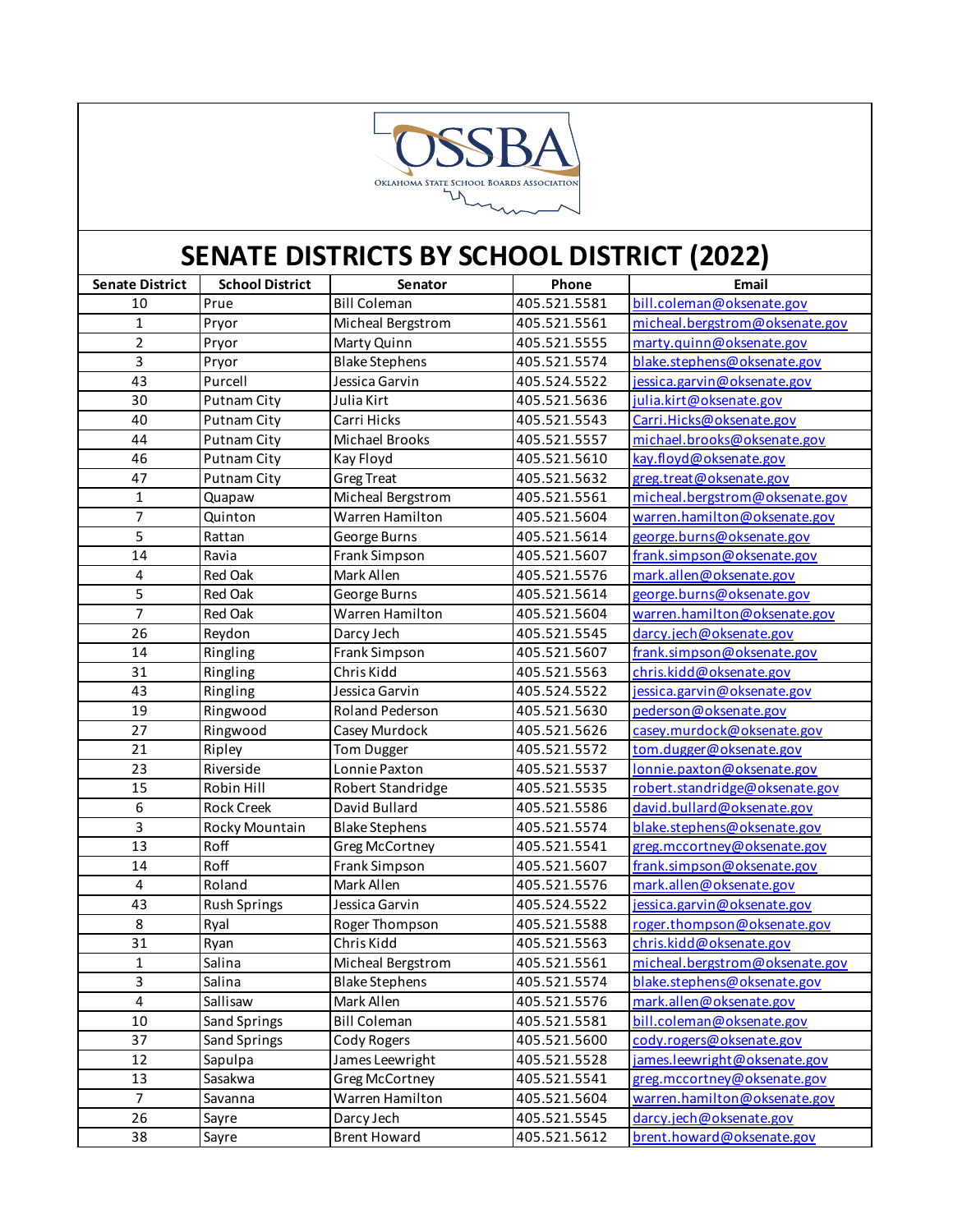OSSBA

Oklahoma State School Boards Association

# SENATE DISTRICTS BY SCHOOL DISTRICT (2022)

| Senate District | School District | Senator | Phone | Email |
|---|---|---|---|---|
| 10 | Prue | Bill Coleman | 405.521.5581 | bill.coleman@oksenate.gov |
| 1 | Pryor | Micheal Bergstrom | 405.521.5561 | micheal.bergstrom@oksenate.gov |
| 2 | Pryor | Marty Quinn | 405.521.5555 | marty.quinn@oksenate.gov |
| 3 | Pryor | Blake Stephens | 405.521.5574 | blake.stephens@oksenate.gov |
| 43 | Purcell | Jessica Garvin | 405.524.5522 | jessica.garvin@oksenate.gov |
| 30 | Putnam City | Julia Kirt | 405.521.5636 | julia.kirt@oksenate.gov |
| 40 | Putnam City | Carri Hicks | 405.521.5543 | Carri.Hicks@oksenate.gov |
| 44 | Putnam City | Michael Brooks | 405.521.5557 | michael.brooks@oksenate.gov |
| 46 | Putnam City | Kay Floyd | 405.521.5610 | kay.floyd@oksenate.gov |
| 47 | Putnam City | Greg Treat | 405.521.5632 | greg.treat@oksenate.gov |
| 1 | Quapaw | Micheal Bergstrom | 405.521.5561 | micheal.bergstrom@oksenate.gov |
| 7 | Quinton | Warren Hamilton | 405.521.5604 | warren.hamilton@oksenate.gov |
| 5 | Rattan | George Burns | 405.521.5614 | george.burns@oksenate.gov |
| 14 | Ravia | Frank Simpson | 405.521.5607 | frank.simpson@oksenate.gov |
| 4 | Red Oak | Mark Allen | 405.521.5576 | mark.allen@oksenate.gov |
| 5 | Red Oak | George Burns | 405.521.5614 | george.burns@oksenate.gov |
| 7 | Red Oak | Warren Hamilton | 405.521.5604 | warren.hamilton@oksenate.gov |
| 26 | Reydon | Darcy Jech | 405.521.5545 | darcy.jech@oksenate.gov |
| 14 | Ringling | Frank Simpson | 405.521.5607 | frank.simpson@oksenate.gov |
| 31 | Ringling | Chris Kidd | 405.521.5563 | chris.kidd@oksenate.gov |
| 43 | Ringling | Jessica Garvin | 405.524.5522 | jessica.garvin@oksenate.gov |
| 19 | Ringwood | Roland Pederson | 405.521.5630 | pederson@oksenate.gov |
| 27 | Ringwood | Casey Murdock | 405.521.5626 | casey.murdock@oksenate.gov |
| 21 | Ripley | Tom Dugger | 405.521.5572 | tom.dugger@oksenate.gov |
| 23 | Riverside | Lonnie Paxton | 405.521.5537 | lonnie.paxton@oksenate.gov |
| 15 | Robin Hill | Robert Standridge | 405.521.5535 | robert.standridge@oksenate.gov |
| 6 | Rock Creek | David Bullard | 405.521.5586 | david.bullard@oksenate.gov |
| 3 | Rocky Mountain | Blake Stephens | 405.521.5574 | blake.stephens@oksenate.gov |
| 13 | Roff | Greg McCortney | 405.521.5541 | greg.mccortney@oksenate.gov |
| 14 | Roff | Frank Simpson | 405.521.5607 | frank.simpson@oksenate.gov |
| 4 | Roland | Mark Allen | 405.521.5576 | mark.allen@oksenate.gov |
| 43 | Rush Springs | Jessica Garvin | 405.524.5522 | jessica.garvin@oksenate.gov |
| 8 | Ryal | Roger Thompson | 405.521.5588 | roger.thompson@oksenate.gov |
| 31 | Ryan | Chris Kidd | 405.521.5563 | chris.kidd@oksenate.gov |
| 1 | Salina | Micheal Bergstrom | 405.521.5561 | micheal.bergstrom@oksenate.gov |
| 3 | Salina | Blake Stephens | 405.521.5574 | blake.stephens@oksenate.gov |
| 4 | Sallisaw | Mark Allen | 405.521.5576 | mark.allen@oksenate.gov |
| 10 | Sand Springs | Bill Coleman | 405.521.5581 | bill.coleman@oksenate.gov |
| 37 | Sand Springs | Cody Rogers | 405.521.5600 | cody.rogers@oksenate.gov |
| 12 | Sapulpa | James Leewright | 405.521.5528 | james.leewright@oksenate.gov |
| 13 | Sasakwa | Greg McCortney | 405.521.5541 | greg.mccortney@oksenate.gov |
| 7 | Savanna | Warren Hamilton | 405.521.5604 | warren.hamilton@oksenate.gov |
| 26 | Sayre | Darcy Jech | 405.521.5545 | darcy.jech@oksenate.gov |
| 38 | Sayre | Brent Howard | 405.521.5612 | brent.howard@oksenate.gov |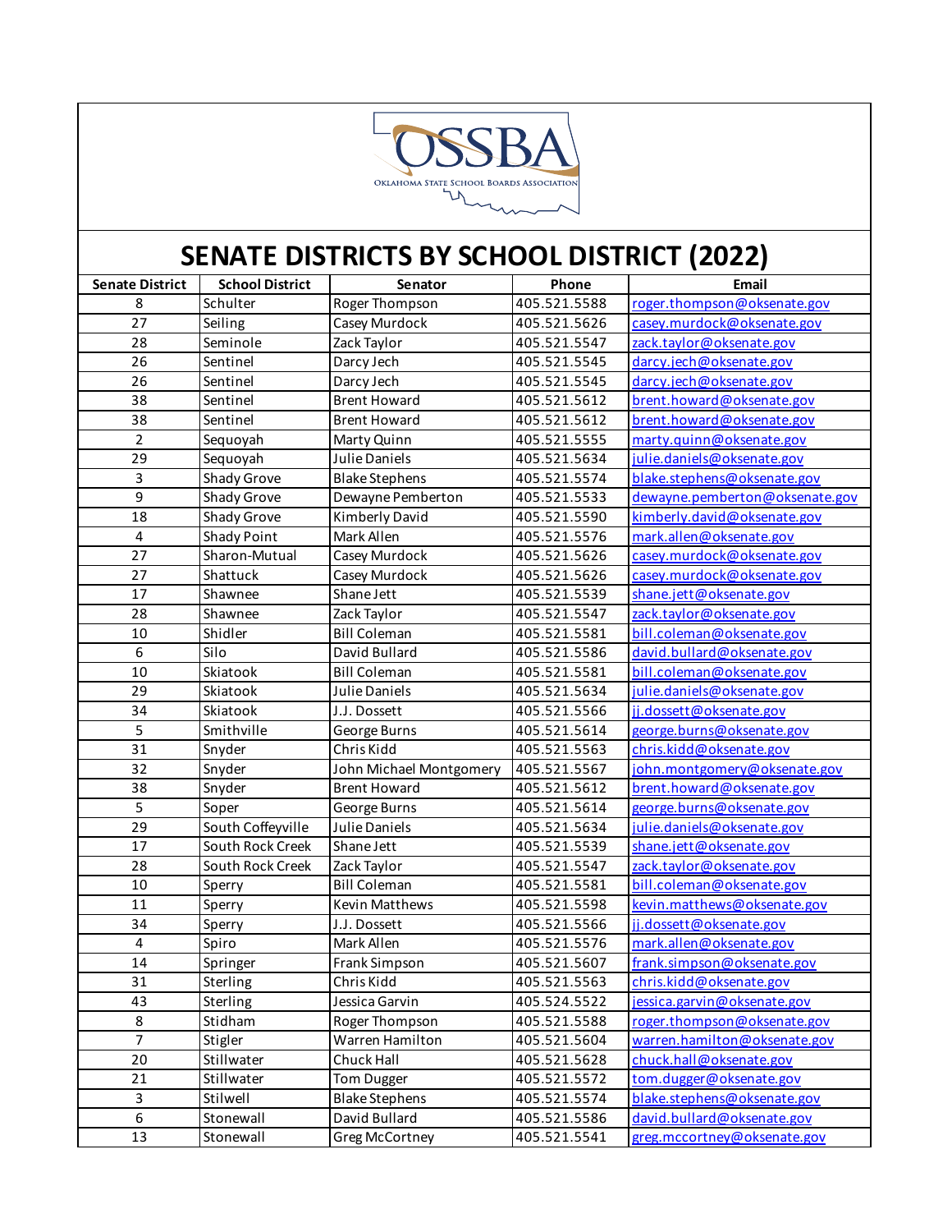# SENATE DISTRICTS BY SCHOOL DISTRICT (2022)

| Senate District | School District | Senator | Phone | Email |
|---|---|---|---|---|
| 8 | Schulter | Roger Thompson | 405.521.5588 | roger.thompson@oksenate.gov |
| 27 | Seiling | Casey Murdock | 405.521.5626 | casey.murdock@oksenate.gov |
| 28 | Seminole | Zack Taylor | 405.521.5547 | zack.taylor@oksenate.gov |
| 26 | Sentinel | Darcy Jech | 405.521.5545 | darcy.jech@oksenate.gov |
| 26 | Sentinel | Darcy Jech | 405.521.5545 | darcy.jech@oksenate.gov |
| 38 | Sentinel | Brent Howard | 405.521.5612 | brent.howard@oksenate.gov |
| 38 | Sentinel | Brent Howard | 405.521.5612 | brent.howard@oksenate.gov |
| 2 | Sequoyah | Marty Quinn | 405.521.5555 | marty.quinn@oksenate.gov |
| 29 | Sequoyah | Julie Daniels | 405.521.5634 | julie.daniels@oksenate.gov |
| 3 | Shady Grove | Blake Stephens | 405.521.5574 | blake.stephens@oksenate.gov |
| 9 | Shady Grove | Dewayne Pemberton | 405.521.5533 | dewayne.pemberton@oksenate.gov |
| 18 | Shady Grove | Kimberly David | 405.521.5590 | kimberly.david@oksenate.gov |
| 4 | Shady Point | Mark Allen | 405.521.5576 | mark.allen@oksenate.gov |
| 27 | Sharon-Mutual | Casey Murdock | 405.521.5626 | casey.murdock@oksenate.gov |
| 27 | Shattuck | Casey Murdock | 405.521.5626 | casey.murdock@oksenate.gov |
| 17 | Shawnee | Shane Jett | 405.521.5539 | shane.jett@oksenate.gov |
| 28 | Shawnee | Zack Taylor | 405.521.5547 | zack.taylor@oksenate.gov |
| 10 | Shidler | Bill Coleman | 405.521.5581 | bill.coleman@oksenate.gov |
| 6 | Silo | David Bullard | 405.521.5586 | david.bullard@oksenate.gov |
| 10 | Skiatook | Bill Coleman | 405.521.5581 | bill.coleman@oksenate.gov |
| 29 | Skiatook | Julie Daniels | 405.521.5634 | julie.daniels@oksenate.gov |
| 34 | Skiatook | J.J. Dossett | 405.521.5566 | jj.dossett@oksenate.gov |
| 5 | Smithville | George Burns | 405.521.5614 | george.burns@oksenate.gov |
| 31 | Snyder | Chris Kidd | 405.521.5563 | chris.kidd@oksenate.gov |
| 32 | Snyder | John Michael Montgomery | 405.521.5567 | john.montgomery@oksenate.gov |
| 38 | Snyder | Brent Howard | 405.521.5612 | brent.howard@oksenate.gov |
| 5 | Soper | George Burns | 405.521.5614 | george.burns@oksenate.gov |
| 29 | South Coffeyville | Julie Daniels | 405.521.5634 | julie.daniels@oksenate.gov |
| 17 | South Rock Creek | Shane Jett | 405.521.5539 | shane.jett@oksenate.gov |
| 28 | South Rock Creek | Zack Taylor | 405.521.5547 | zack.taylor@oksenate.gov |
| 10 | Sperry | Bill Coleman | 405.521.5581 | bill.coleman@oksenate.gov |
| 11 | Sperry | Kevin Matthews | 405.521.5598 | kevin.matthews@oksenate.gov |
| 34 | Sperry | J.J. Dossett | 405.521.5566 | jj.dossett@oksenate.gov |
| 4 | Spiro | Mark Allen | 405.521.5576 | mark.allen@oksenate.gov |
| 14 | Springer | Frank Simpson | 405.521.5607 | frank.simpson@oksenate.gov |
| 31 | Sterling | Chris Kidd | 405.521.5563 | chris.kidd@oksenate.gov |
| 43 | Sterling | Jessica Garvin | 405.524.5522 | jessica.garvin@oksenate.gov |
| 8 | Stidham | Roger Thompson | 405.521.5588 | roger.thompson@oksenate.gov |
| 7 | Stigler | Warren Hamilton | 405.521.5604 | warren.hamilton@oksenate.gov |
| 20 | Stillwater | Chuck Hall | 405.521.5628 | chuck.hall@oksenate.gov |
| 21 | Stillwater | Tom Dugger | 405.521.5572 | tom.dugger@oksenate.gov |
| 3 | Stilwell | Blake Stephens | 405.521.5574 | blake.stephens@oksenate.gov |
| 6 | Stonewall | David Bullard | 405.521.5586 | david.bullard@oksenate.gov |
| 13 | Stonewall | Greg McCortney | 405.521.5541 | greg.mccortney@oksenate.gov |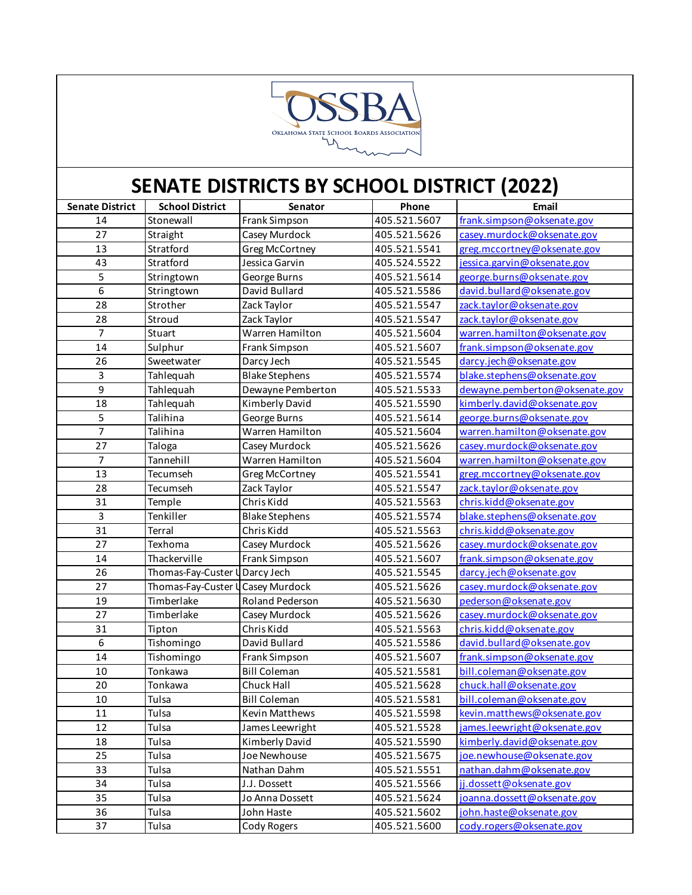OSSBA

OKLAHOMA STATE SCHOOL BOARDS ASSOCIATION

# SENATE DISTRICTS BY SCHOOL DISTRICT (2022)

| Senate District | School District | Senator | Phone | Email |
|---|---|---|---|---|
| 14 | Stonewall | Frank Simpson | 405.521.5607 | frank.simpson@oksenate.gov |
| 27 | Straight | Casey Murdock | 405.521.5626 | casey.murdock@oksenate.gov |
| 13 | Stratford | Greg McCortney | 405.521.5541 | greg.mccortney@oksenate.gov |
| 43 | Stratford | Jessica Garvin | 405.524.5522 | jessica.garvin@oksenate.gov |
| 5 | Stringtown | George Burns | 405.521.5614 | george.burns@oksenate.gov |
| 6 | Stringtown | David Bullard | 405.521.5586 | david.bullard@oksenate.gov |
| 28 | Strother | Zack Taylor | 405.521.5547 | zack.taylor@oksenate.gov |
| 28 | Stroud | Zack Taylor | 405.521.5547 | zack.taylor@oksenate.gov |
| 7 | Stuart | Warren Hamilton | 405.521.5604 | warren.hamilton@oksenate.gov |
| 14 | Sulphur | Frank Simpson | 405.521.5607 | frank.simpson@oksenate.gov |
| 26 | Sweetwater | Darcy Jech | 405.521.5545 | darcy.jech@oksenate.gov |
| 3 | Tahlequah | Blake Stephens | 405.521.5574 | blake.stephens@oksenate.gov |
| 9 | Tahlequah | Dewayne Pemberton | 405.521.5533 | dewayne.pemberton@oksenate.gov |
| 18 | Tahlequah | Kimberly David | 405.521.5590 | kimberly.david@oksenate.gov |
| 5 | Talihina | George Burns | 405.521.5614 | george.burns@oksenate.gov |
| 7 | Talihina | Warren Hamilton | 405.521.5604 | warren.hamilton@oksenate.gov |
| 27 | Taloga | Casey Murdock | 405.521.5626 | casey.murdock@oksenate.gov |
| 7 | Tannehill | Warren Hamilton | 405.521.5604 | warren.hamilton@oksenate.gov |
| 13 | Tecumseh | Greg McCortney | 405.521.5541 | greg.mccortney@oksenate.gov |
| 28 | Tecumseh | Zack Taylor | 405.521.5547 | zack.taylor@oksenate.gov |
| 31 | Temple | Chris Kidd | 405.521.5563 | chris.kidd@oksenate.gov |
| 3 | Tenkiller | Blake Stephens | 405.521.5574 | blake.stephens@oksenate.gov |
| 31 | Terral | Chris Kidd | 405.521.5563 | chris.kidd@oksenate.gov |
| 27 | Texhoma | Casey Murdock | 405.521.5626 | casey.murdock@oksenate.gov |
| 14 | Thackerville | Frank Simpson | 405.521.5607 | frank.simpson@oksenate.gov |
| 26 | Thomas-Fay-Custer U | Darcy Jech | 405.521.5545 | darcy.jech@oksenate.gov |
| 27 | Thomas-Fay-Custer U | Casey Murdock | 405.521.5626 | casey.murdock@oksenate.gov |
| 19 | Timberlake | Roland Pederson | 405.521.5630 | pederson@oksenate.gov |
| 27 | Timberlake | Casey Murdock | 405.521.5626 | casey.murdock@oksenate.gov |
| 31 | Tipton | Chris Kidd | 405.521.5563 | chris.kidd@oksenate.gov |
| 6 | Tishomingo | David Bullard | 405.521.5586 | david.bullard@oksenate.gov |
| 14 | Tishomingo | Frank Simpson | 405.521.5607 | frank.simpson@oksenate.gov |
| 10 | Tonkawa | Bill Coleman | 405.521.5581 | bill.coleman@oksenate.gov |
| 20 | Tonkawa | Chuck Hall | 405.521.5628 | chuck.hall@oksenate.gov |
| 10 | Tulsa | Bill Coleman | 405.521.5581 | bill.coleman@oksenate.gov |
| 11 | Tulsa | Kevin Matthews | 405.521.5598 | kevin.matthews@oksenate.gov |
| 12 | Tulsa | James Leewright | 405.521.5528 | james.leewright@oksenate.gov |
| 18 | Tulsa | Kimberly David | 405.521.5590 | kimberly.david@oksenate.gov |
| 25 | Tulsa | Joe Newhouse | 405.521.5675 | joe.newhouse@oksenate.gov |
| 33 | Tulsa | Nathan Dahm | 405.521.5551 | nathan.dahm@oksenate.gov |
| 34 | Tulsa | J.J. Dossett | 405.521.5566 | jj.dossett@oksenate.gov |
| 35 | Tulsa | Jo Anna Dossett | 405.521.5624 | joanna.dossett@oksenate.gov |
| 36 | Tulsa | John Haste | 405.521.5602 | john.haste@oksenate.gov |
| 37 | Tulsa | Cody Rogers | 405.521.5600 | cody.rogers@oksenate.gov |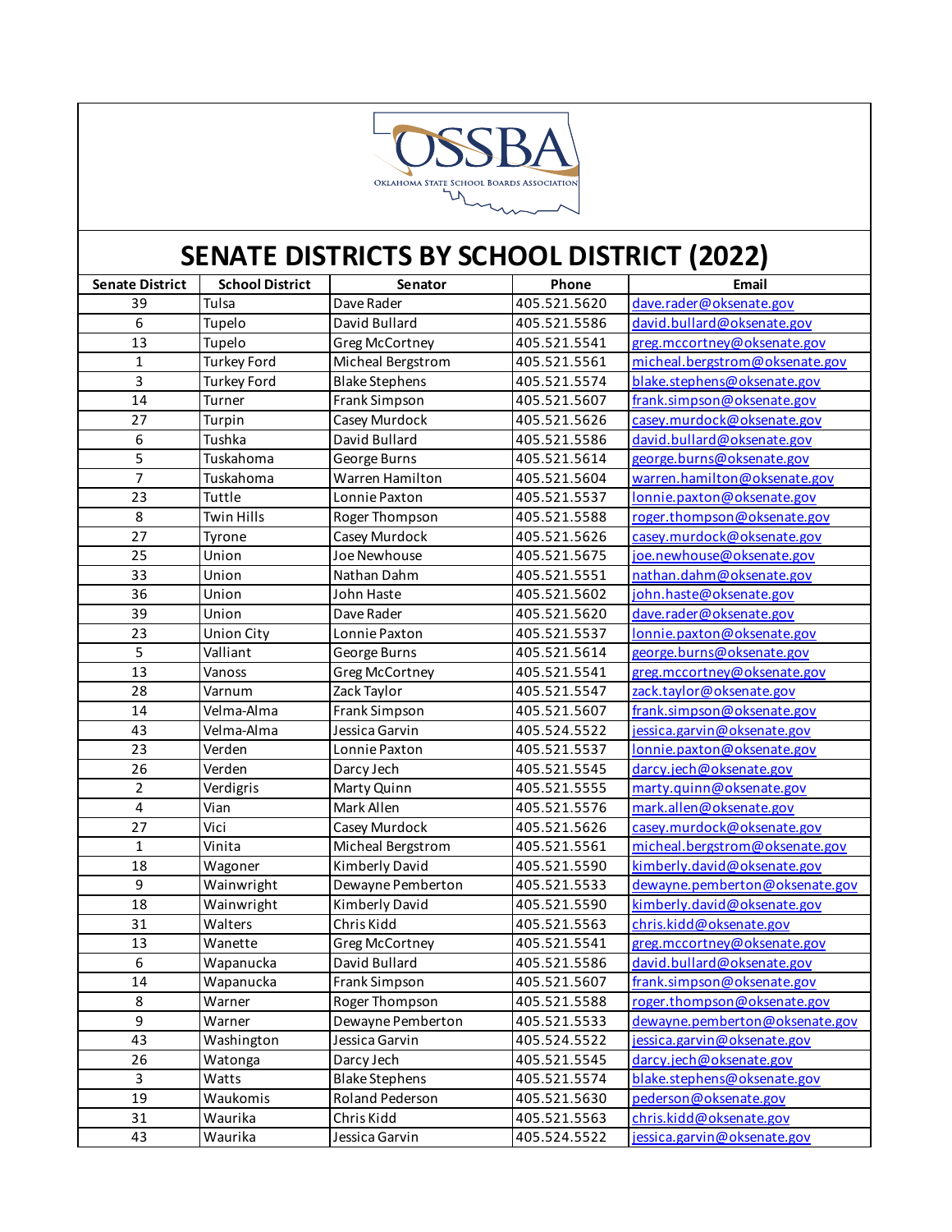OSSBA
Oklahoma State School Boards Association

# SENATE DISTRICTS BY SCHOOL DISTRICT (2022)

| Senate District | School District | Senator | Phone | Email |
|---|---|---|---|---|
| 39 | Tulsa | Dave Rader | 405.521.5620 | dave.rader@oksenate.gov |
| 6 | Tupelo | David Bullard | 405.521.5586 | david.bullard@oksenate.gov |
| 13 | Tupelo | Greg McCortney | 405.521.5541 | greg.mccortney@oksenate.gov |
| 1 | Turkey Ford | Micheal Bergstrom | 405.521.5561 | micheal.bergstrom@oksenate.gov |
| 3 | Turkey Ford | Blake Stephens | 405.521.5574 | blake.stephens@oksenate.gov |
| 14 | Turner | Frank Simpson | 405.521.5607 | frank.simpson@oksenate.gov |
| 27 | Turpin | Casey Murdock | 405.521.5626 | casey.murdock@oksenate.gov |
| 6 | Tushka | David Bullard | 405.521.5586 | david.bullard@oksenate.gov |
| 5 | Tuskahoma | George Burns | 405.521.5614 | george.burns@oksenate.gov |
| 7 | Tuskahoma | Warren Hamilton | 405.521.5604 | warren.hamilton@oksenate.gov |
| 23 | Tuttle | Lonnie Paxton | 405.521.5537 | lonnie.paxton@oksenate.gov |
| 8 | Twin Hills | Roger Thompson | 405.521.5588 | roger.thompson@oksenate.gov |
| 27 | Tyrone | Casey Murdock | 405.521.5626 | casey.murdock@oksenate.gov |
| 25 | Union | Joe Newhouse | 405.521.5675 | joe.newhouse@oksenate.gov |
| 33 | Union | Nathan Dahm | 405.521.5551 | nathan.dahm@oksenate.gov |
| 36 | Union | John Haste | 405.521.5602 | john.haste@oksenate.gov |
| 39 | Union | Dave Rader | 405.521.5620 | dave.rader@oksenate.gov |
| 23 | Union City | Lonnie Paxton | 405.521.5537 | lonnie.paxton@oksenate.gov |
| 5 | Valliant | George Burns | 405.521.5614 | george.burns@oksenate.gov |
| 13 | Vanoss | Greg McCortney | 405.521.5541 | greg.mccortney@oksenate.gov |
| 28 | Varnum | Zack Taylor | 405.521.5547 | zack.taylor@oksenate.gov |
| 14 | Velma-Alma | Frank Simpson | 405.521.5607 | frank.simpson@oksenate.gov |
| 43 | Velma-Alma | Jessica Garvin | 405.524.5522 | jessica.garvin@oksenate.gov |
| 23 | Verden | Lonnie Paxton | 405.521.5537 | lonnie.paxton@oksenate.gov |
| 26 | Verden | Darcy Jech | 405.521.5545 | darcy.jech@oksenate.gov |
| 2 | Verdigris | Marty Quinn | 405.521.5555 | marty.quinn@oksenate.gov |
| 4 | Vian | Mark Allen | 405.521.5576 | mark.allen@oksenate.gov |
| 27 | Vici | Casey Murdock | 405.521.5626 | casey.murdock@oksenate.gov |
| 1 | Vinita | Micheal Bergstrom | 405.521.5561 | micheal.bergstrom@oksenate.gov |
| 18 | Wagoner | Kimberly David | 405.521.5590 | kimberly.david@oksenate.gov |
| 9 | Wainwright | Dewayne Pemberton | 405.521.5533 | dewayne.pemberton@oksenate.gov |
| 18 | Wainwright | Kimberly David | 405.521.5590 | kimberly.david@oksenate.gov |
| 31 | Walters | Chris Kidd | 405.521.5563 | chris.kidd@oksenate.gov |
| 13 | Wanette | Greg McCortney | 405.521.5541 | greg.mccortney@oksenate.gov |
| 6 | Wapanucka | David Bullard | 405.521.5586 | david.bullard@oksenate.gov |
| 14 | Wapanucka | Frank Simpson | 405.521.5607 | frank.simpson@oksenate.gov |
| 8 | Warner | Roger Thompson | 405.521.5588 | roger.thompson@oksenate.gov |
| 9 | Warner | Dewayne Pemberton | 405.521.5533 | dewayne.pemberton@oksenate.gov |
| 43 | Washington | Jessica Garvin | 405.524.5522 | jessica.garvin@oksenate.gov |
| 26 | Watonga | Darcy Jech | 405.521.5545 | darcy.jech@oksenate.gov |
| 3 | Watts | Blake Stephens | 405.521.5574 | blake.stephens@oksenate.gov |
| 19 | Waukomis | Roland Pederson | 405.521.5630 | pederson@oksenate.gov |
| 31 | Waurika | Chris Kidd | 405.521.5563 | chris.kidd@oksenate.gov |
| 43 | Waurika | Jessica Garvin | 405.524.5522 | jessica.garvin@oksenate.gov |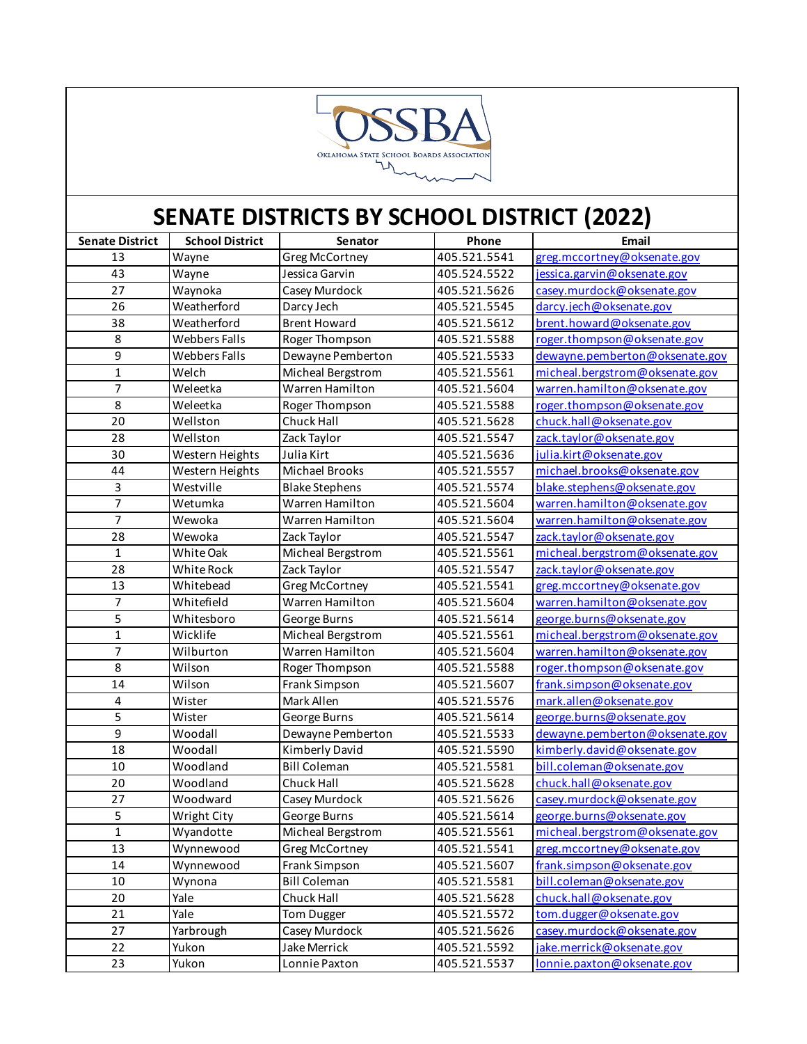# SENATE DISTRICTS BY SCHOOL DISTRICT (2022)

| Senate District | School District | Senator | Phone | Email |
|---|---|---|---|---|
| 13 | Wayne | Greg McCortney | 405.521.5541 | greg.mccortney@oksenate.gov |
| 43 | Wayne | Jessica Garvin | 405.524.5522 | jessica.garvin@oksenate.gov |
| 27 | Waynoka | Casey Murdock | 405.521.5626 | casey.murdock@oksenate.gov |
| 26 | Weatherford | Darcy Jech | 405.521.5545 | darcy.jech@oksenate.gov |
| 38 | Weatherford | Brent Howard | 405.521.5612 | brent.howard@oksenate.gov |
| 8 | Webbers Falls | Roger Thompson | 405.521.5588 | roger.thompson@oksenate.gov |
| 9 | Webbers Falls | Dewayne Pemberton | 405.521.5533 | dewayne.pemberton@oksenate.gov |
| 1 | Welch | Micheal Bergstrom | 405.521.5561 | micheal.bergstrom@oksenate.gov |
| 7 | Weleetka | Warren Hamilton | 405.521.5604 | warren.hamilton@oksenate.gov |
| 8 | Weleetka | Roger Thompson | 405.521.5588 | roger.thompson@oksenate.gov |
| 20 | Wellston | Chuck Hall | 405.521.5628 | chuck.hall@oksenate.gov |
| 28 | Wellston | Zack Taylor | 405.521.5547 | zack.taylor@oksenate.gov |
| 30 | Western Heights | Julia Kirt | 405.521.5636 | julia.kirt@oksenate.gov |
| 44 | Western Heights | Michael Brooks | 405.521.5557 | michael.brooks@oksenate.gov |
| 3 | Westville | Blake Stephens | 405.521.5574 | blake.stephens@oksenate.gov |
| 7 | Wetumka | Warren Hamilton | 405.521.5604 | warren.hamilton@oksenate.gov |
| 7 | Wewoka | Warren Hamilton | 405.521.5604 | warren.hamilton@oksenate.gov |
| 28 | Wewoka | Zack Taylor | 405.521.5547 | zack.taylor@oksenate.gov |
| 1 | White Oak | Micheal Bergstrom | 405.521.5561 | micheal.bergstrom@oksenate.gov |
| 28 | White Rock | Zack Taylor | 405.521.5547 | zack.taylor@oksenate.gov |
| 13 | Whitebead | Greg McCortney | 405.521.5541 | greg.mccortney@oksenate.gov |
| 7 | Whitefield | Warren Hamilton | 405.521.5604 | warren.hamilton@oksenate.gov |
| 5 | Whitesboro | George Burns | 405.521.5614 | george.burns@oksenate.gov |
| 1 | Wicklife | Micheal Bergstrom | 405.521.5561 | micheal.bergstrom@oksenate.gov |
| 7 | Wilburton | Warren Hamilton | 405.521.5604 | warren.hamilton@oksenate.gov |
| 8 | Wilson | Roger Thompson | 405.521.5588 | roger.thompson@oksenate.gov |
| 14 | Wilson | Frank Simpson | 405.521.5607 | frank.simpson@oksenate.gov |
| 4 | Wister | Mark Allen | 405.521.5576 | mark.allen@oksenate.gov |
| 5 | Wister | George Burns | 405.521.5614 | george.burns@oksenate.gov |
| 9 | Woodall | Dewayne Pemberton | 405.521.5533 | dewayne.pemberton@oksenate.gov |
| 18 | Woodall | Kimberly David | 405.521.5590 | kimberly.david@oksenate.gov |
| 10 | Woodland | Bill Coleman | 405.521.5581 | bill.coleman@oksenate.gov |
| 20 | Woodland | Chuck Hall | 405.521.5628 | chuck.hall@oksenate.gov |
| 27 | Woodward | Casey Murdock | 405.521.5626 | casey.murdock@oksenate.gov |
| 5 | Wright City | George Burns | 405.521.5614 | george.burns@oksenate.gov |
| 1 | Wyandotte | Micheal Bergstrom | 405.521.5561 | micheal.bergstrom@oksenate.gov |
| 13 | Wynnewood | Greg McCortney | 405.521.5541 | greg.mccortney@oksenate.gov |
| 14 | Wynnewood | Frank Simpson | 405.521.5607 | frank.simpson@oksenate.gov |
| 10 | Wynona | Bill Coleman | 405.521.5581 | bill.coleman@oksenate.gov |
| 20 | Yale | Chuck Hall | 405.521.5628 | chuck.hall@oksenate.gov |
| 21 | Yale | Tom Dugger | 405.521.5572 | tom.dugger@oksenate.gov |
| 27 | Yarbrough | Casey Murdock | 405.521.5626 | casey.murdock@oksenate.gov |
| 22 | Yukon | Jake Merrick | 405.521.5592 | jake.merrick@oksenate.gov |
| 23 | Yukon | Lonnie Paxton | 405.521.5537 | lonnie.paxton@oksenate.gov |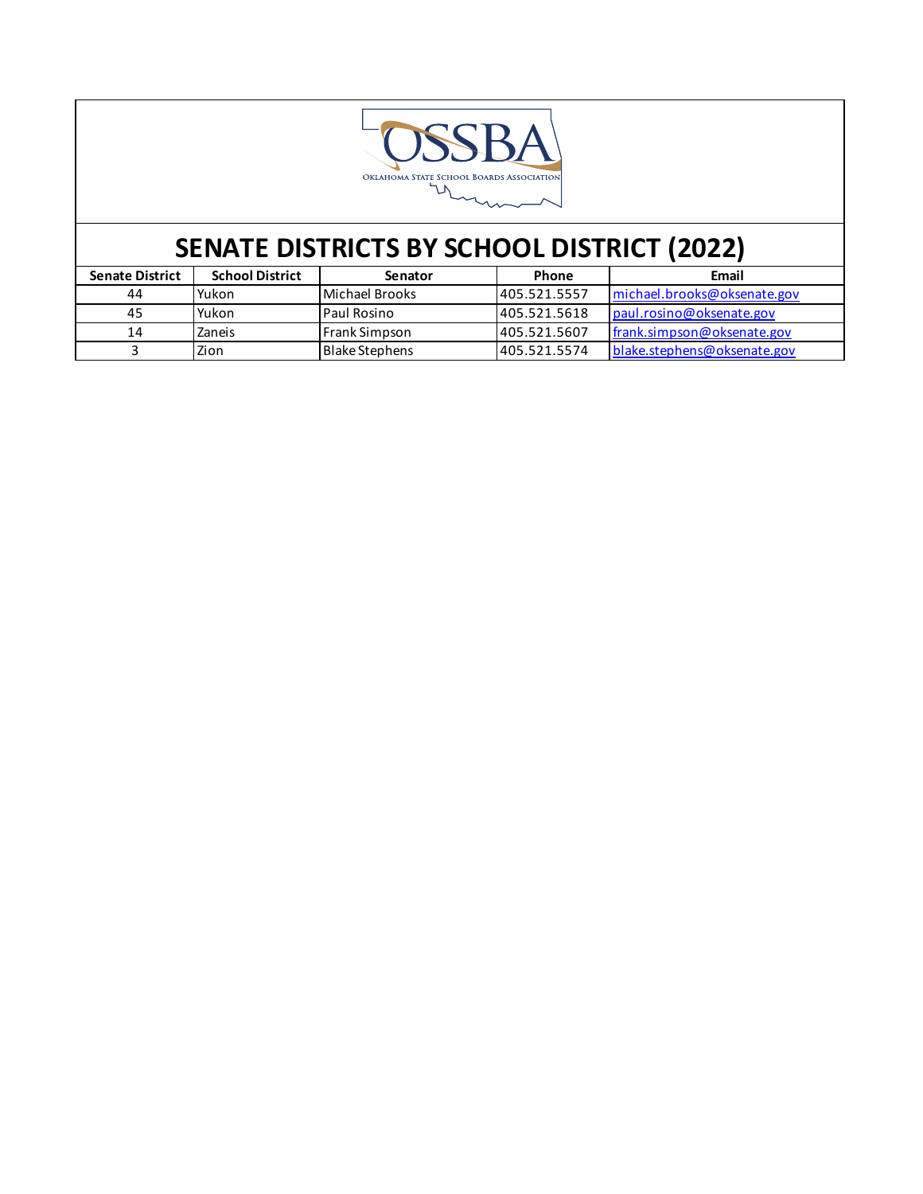# SENATE DISTRICTS BY SCHOOL DISTRICT (2022)

| Senate District | School District | Senator | Phone | Email |
|---|---|---|---|---|
| 44 | Yukon | Michael Brooks | 405.521.5557 | michael.brooks@oksenate.gov |
| 45 | Yukon | Paul Rosino | 405.521.5618 | paul.rosino@oksenate.gov |
| 14 | Zaneis | Frank Simpson | 405.521.5607 | frank.simpson@oksenate.gov |
| 3 | Zion | Blake Stephens | 405.521.5574 | blake.stephens@oksenate.gov |